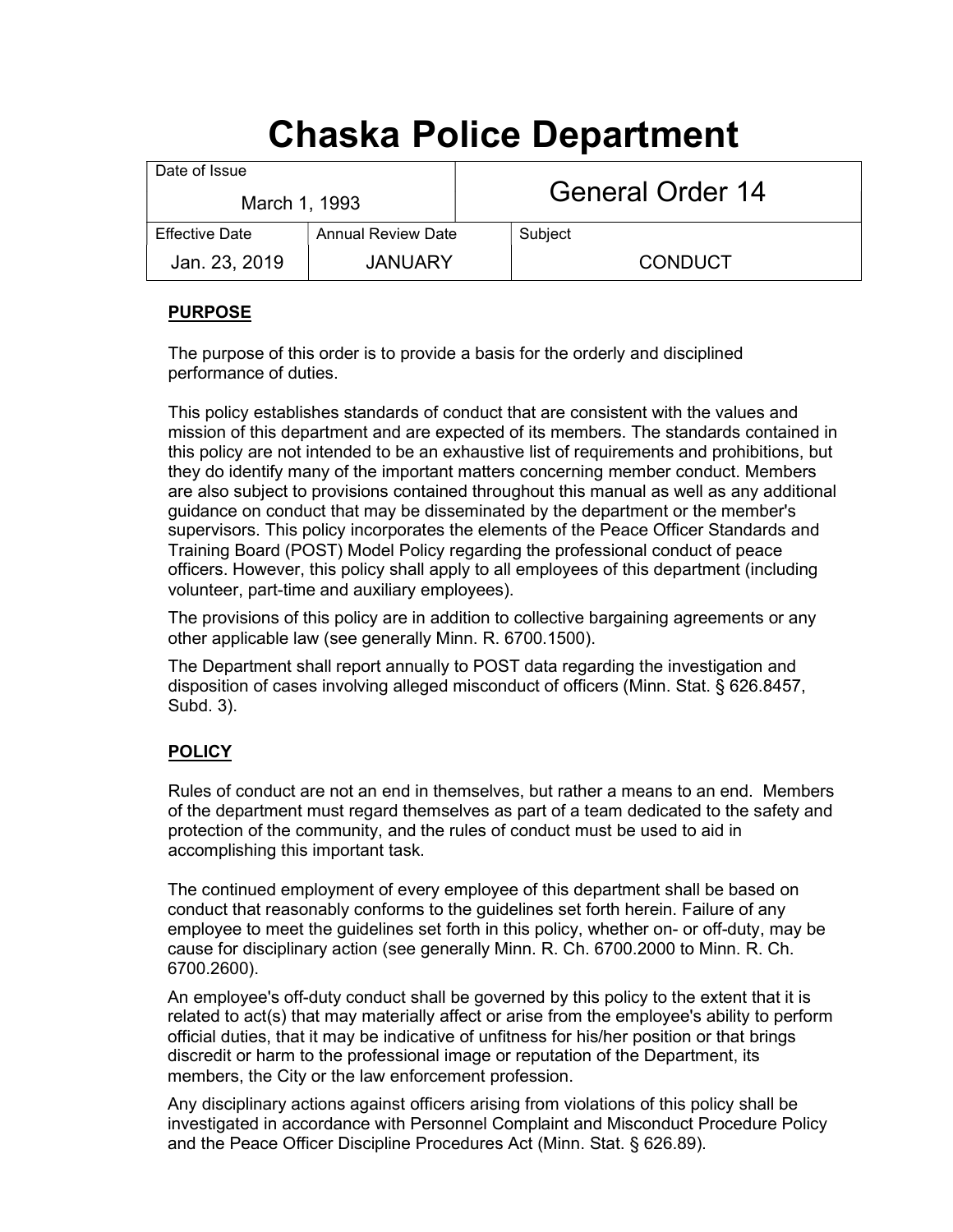# Chaska Police Department

| Date of Issue | | General Order 14 |
|---|---|---|
| March 1, 1993 | | |
| **Effective Date** | **Annual Review Date** | **Subject** |
| Jan. 23, 2019 | JANUARY | CONDUCT |

## PURPOSE

The purpose of this order is to provide a basis for the orderly and disciplined performance of duties.

This policy establishes standards of conduct that are consistent with the values and mission of this department and are expected of its members. The standards contained in this policy are not intended to be an exhaustive list of requirements and prohibitions, but they do identify many of the important matters concerning member conduct. Members are also subject to provisions contained throughout this manual as well as any additional guidance on conduct that may be disseminated by the department or the member's supervisors. This policy incorporates the elements of the Peace Officer Standards and Training Board (POST) Model Policy regarding the professional conduct of peace officers. However, this policy shall apply to all employees of this department (including volunteer, part-time and auxiliary employees).

The provisions of this policy are in addition to collective bargaining agreements or any other applicable law (see generally Minn. R. 6700.1500).

The Department shall report annually to POST data regarding the investigation and disposition of cases involving alleged misconduct of officers (Minn. Stat. § 626.8457, Subd. 3).

## POLICY

Rules of conduct are not an end in themselves, but rather a means to an end. Members of the department must regard themselves as part of a team dedicated to the safety and protection of the community, and the rules of conduct must be used to aid in accomplishing this important task.

The continued employment of every employee of this department shall be based on conduct that reasonably conforms to the guidelines set forth herein. Failure of any employee to meet the guidelines set forth in this policy, whether on- or off-duty, may be cause for disciplinary action (see generally Minn. R. Ch. 6700.2000 to Minn. R. Ch. 6700.2600).

An employee's off-duty conduct shall be governed by this policy to the extent that it is related to act(s) that may materially affect or arise from the employee's ability to perform official duties, that it may be indicative of unfitness for his/her position or that brings discredit or harm to the professional image or reputation of the Department, its members, the City or the law enforcement profession.

Any disciplinary actions against officers arising from violations of this policy shall be investigated in accordance with Personnel Complaint and Misconduct Procedure Policy and the Peace Officer Discipline Procedures Act (Minn. Stat. § 626.89).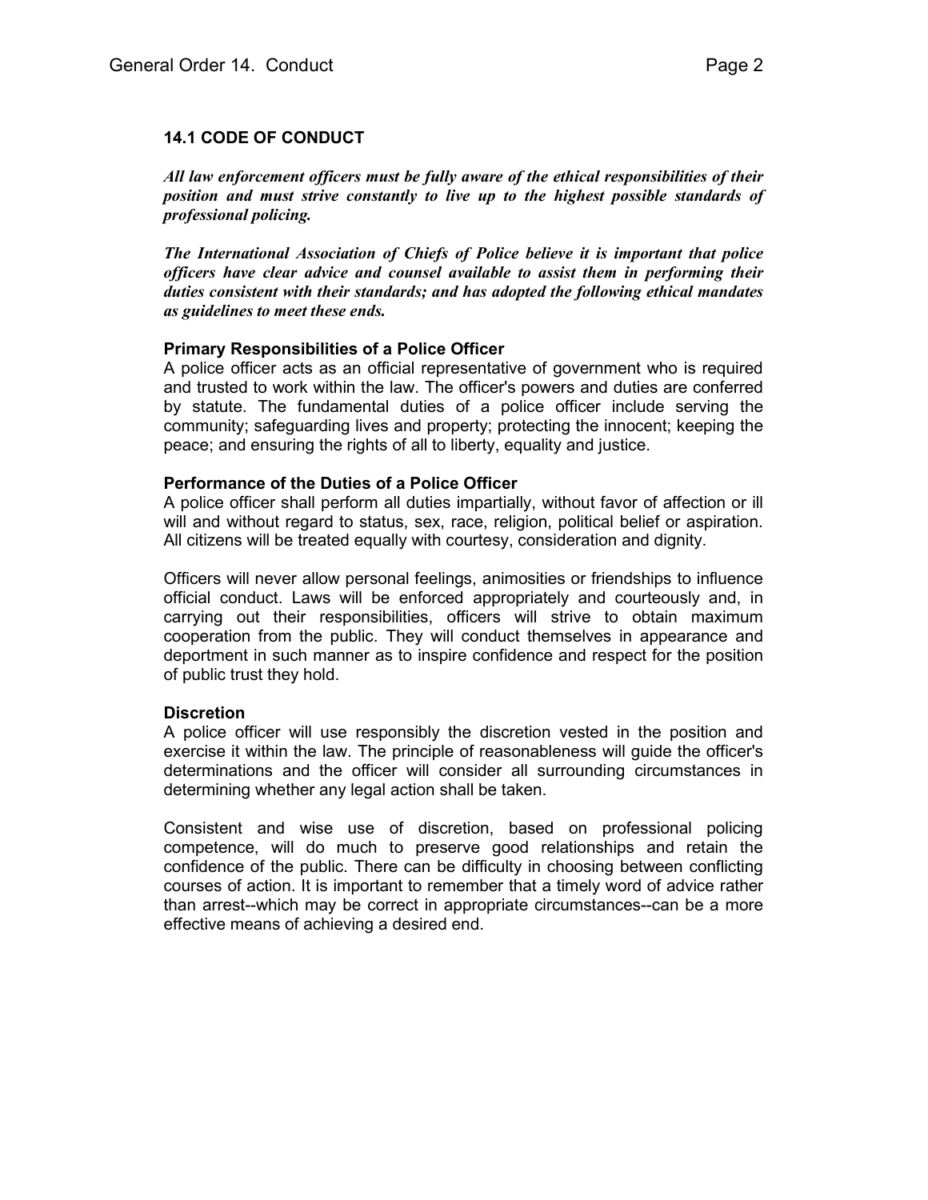## 14.1 CODE OF CONDUCT

***All law enforcement officers must be fully aware of the ethical responsibilities of their position and must strive constantly to live up to the highest possible standards of professional policing.***

***The International Association of Chiefs of Police believe it is important that police officers have clear advice and counsel available to assist them in performing their duties consistent with their standards; and has adopted the following ethical mandates as guidelines to meet these ends.***

### Primary Responsibilities of a Police Officer

A police officer acts as an official representative of government who is required and trusted to work within the law. The officer's powers and duties are conferred by statute. The fundamental duties of a police officer include serving the community; safeguarding lives and property; protecting the innocent; keeping the peace; and ensuring the rights of all to liberty, equality and justice.

### Performance of the Duties of a Police Officer

A police officer shall perform all duties impartially, without favor of affection or ill will and without regard to status, sex, race, religion, political belief or aspiration. All citizens will be treated equally with courtesy, consideration and dignity.

Officers will never allow personal feelings, animosities or friendships to influence official conduct. Laws will be enforced appropriately and courteously and, in carrying out their responsibilities, officers will strive to obtain maximum cooperation from the public. They will conduct themselves in appearance and deportment in such manner as to inspire confidence and respect for the position of public trust they hold.

### Discretion

A police officer will use responsibly the discretion vested in the position and exercise it within the law. The principle of reasonableness will guide the officer's determinations and the officer will consider all surrounding circumstances in determining whether any legal action shall be taken.

Consistent and wise use of discretion, based on professional policing competence, will do much to preserve good relationships and retain the confidence of the public. There can be difficulty in choosing between conflicting courses of action. It is important to remember that a timely word of advice rather than arrest--which may be correct in appropriate circumstances--can be a more effective means of achieving a desired end.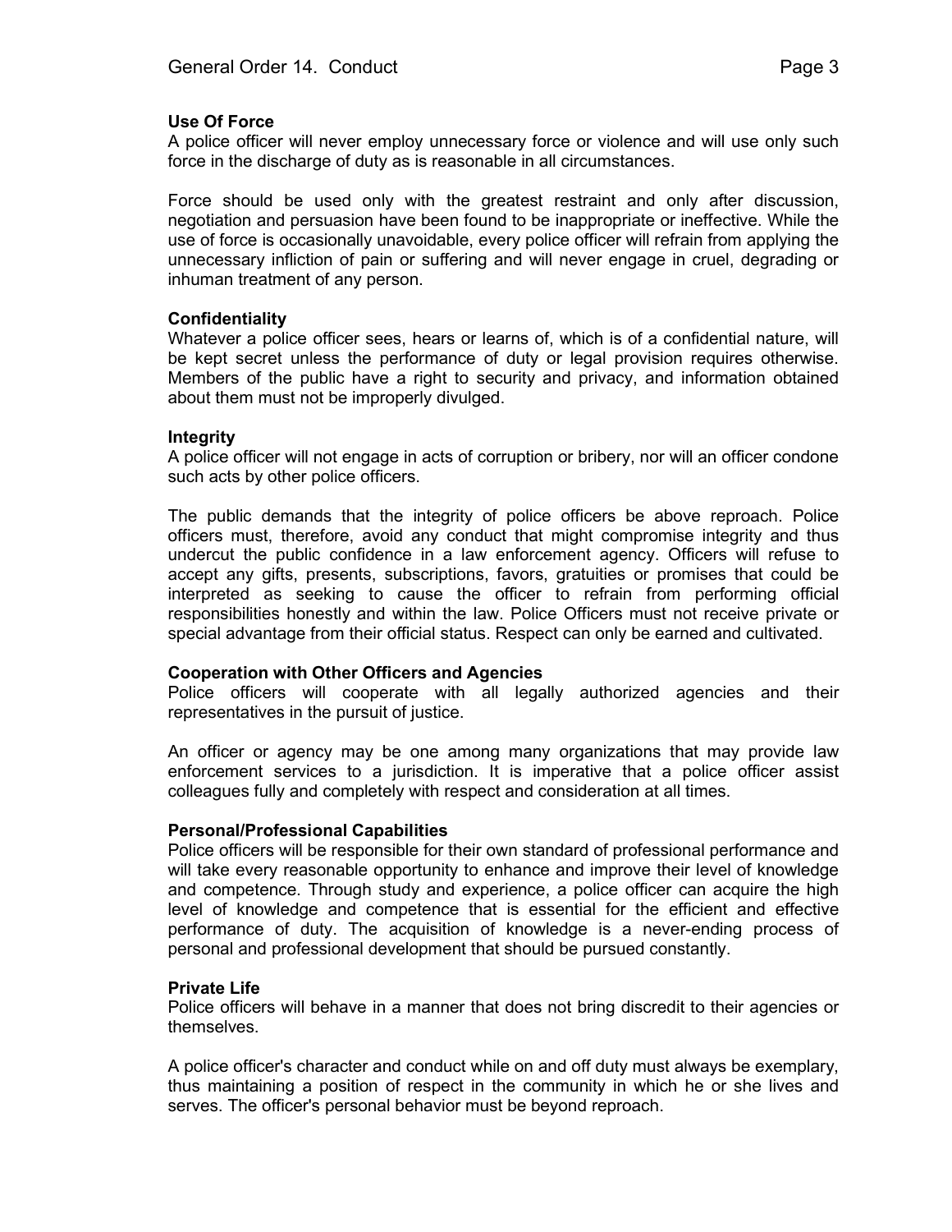### Use Of Force

A police officer will never employ unnecessary force or violence and will use only such force in the discharge of duty as is reasonable in all circumstances.

Force should be used only with the greatest restraint and only after discussion, negotiation and persuasion have been found to be inappropriate or ineffective. While the use of force is occasionally unavoidable, every police officer will refrain from applying the unnecessary infliction of pain or suffering and will never engage in cruel, degrading or inhuman treatment of any person.

### Confidentiality

Whatever a police officer sees, hears or learns of, which is of a confidential nature, will be kept secret unless the performance of duty or legal provision requires otherwise. Members of the public have a right to security and privacy, and information obtained about them must not be improperly divulged.

### Integrity

A police officer will not engage in acts of corruption or bribery, nor will an officer condone such acts by other police officers.

The public demands that the integrity of police officers be above reproach. Police officers must, therefore, avoid any conduct that might compromise integrity and thus undercut the public confidence in a law enforcement agency. Officers will refuse to accept any gifts, presents, subscriptions, favors, gratuities or promises that could be interpreted as seeking to cause the officer to refrain from performing official responsibilities honestly and within the law. Police Officers must not receive private or special advantage from their official status. Respect can only be earned and cultivated.

### Cooperation with Other Officers and Agencies

Police officers will cooperate with all legally authorized agencies and their representatives in the pursuit of justice.

An officer or agency may be one among many organizations that may provide law enforcement services to a jurisdiction. It is imperative that a police officer assist colleagues fully and completely with respect and consideration at all times.

### Personal/Professional Capabilities

Police officers will be responsible for their own standard of professional performance and will take every reasonable opportunity to enhance and improve their level of knowledge and competence. Through study and experience, a police officer can acquire the high level of knowledge and competence that is essential for the efficient and effective performance of duty. The acquisition of knowledge is a never-ending process of personal and professional development that should be pursued constantly.

### Private Life

Police officers will behave in a manner that does not bring discredit to their agencies or themselves.

A police officer's character and conduct while on and off duty must always be exemplary, thus maintaining a position of respect in the community in which he or she lives and serves. The officer's personal behavior must be beyond reproach.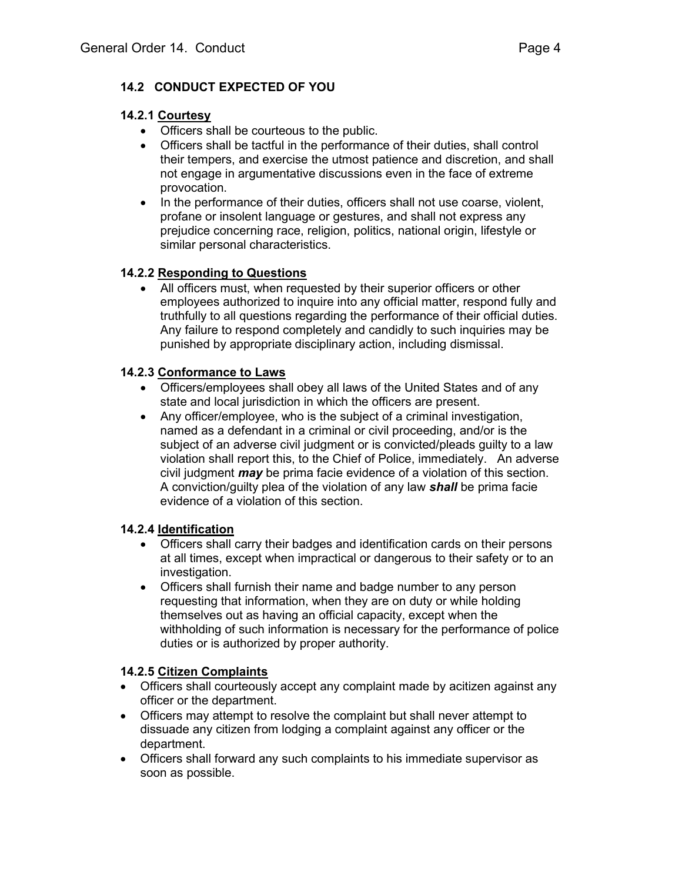## 14.2 CONDUCT EXPECTED OF YOU

### 14.2.1 Courtesy

- Officers shall be courteous to the public.
- Officers shall be tactful in the performance of their duties, shall control their tempers, and exercise the utmost patience and discretion, and shall not engage in argumentative discussions even in the face of extreme provocation.
- In the performance of their duties, officers shall not use coarse, violent, profane or insolent language or gestures, and shall not express any prejudice concerning race, religion, politics, national origin, lifestyle or similar personal characteristics.

### 14.2.2 Responding to Questions

- All officers must, when requested by their superior officers or other employees authorized to inquire into any official matter, respond fully and truthfully to all questions regarding the performance of their official duties. Any failure to respond completely and candidly to such inquiries may be punished by appropriate disciplinary action, including dismissal.

### 14.2.3 Conformance to Laws

- Officers/employees shall obey all laws of the United States and of any state and local jurisdiction in which the officers are present.
- Any officer/employee, who is the subject of a criminal investigation, named as a defendant in a criminal or civil proceeding, and/or is the subject of an adverse civil judgment or is convicted/pleads guilty to a law violation shall report this, to the Chief of Police, immediately. An adverse civil judgment ***may*** be prima facie evidence of a violation of this section. A conviction/guilty plea of the violation of any law ***shall*** be prima facie evidence of a violation of this section.

### 14.2.4 Identification

- Officers shall carry their badges and identification cards on their persons at all times, except when impractical or dangerous to their safety or to an investigation.
- Officers shall furnish their name and badge number to any person requesting that information, when they are on duty or while holding themselves out as having an official capacity, except when the withholding of such information is necessary for the performance of police duties or is authorized by proper authority.

### 14.2.5 Citizen Complaints

- Officers shall courteously accept any complaint made by acitizen against any officer or the department.
- Officers may attempt to resolve the complaint but shall never attempt to dissuade any citizen from lodging a complaint against any officer or the department.
- Officers shall forward any such complaints to his immediate supervisor as soon as possible.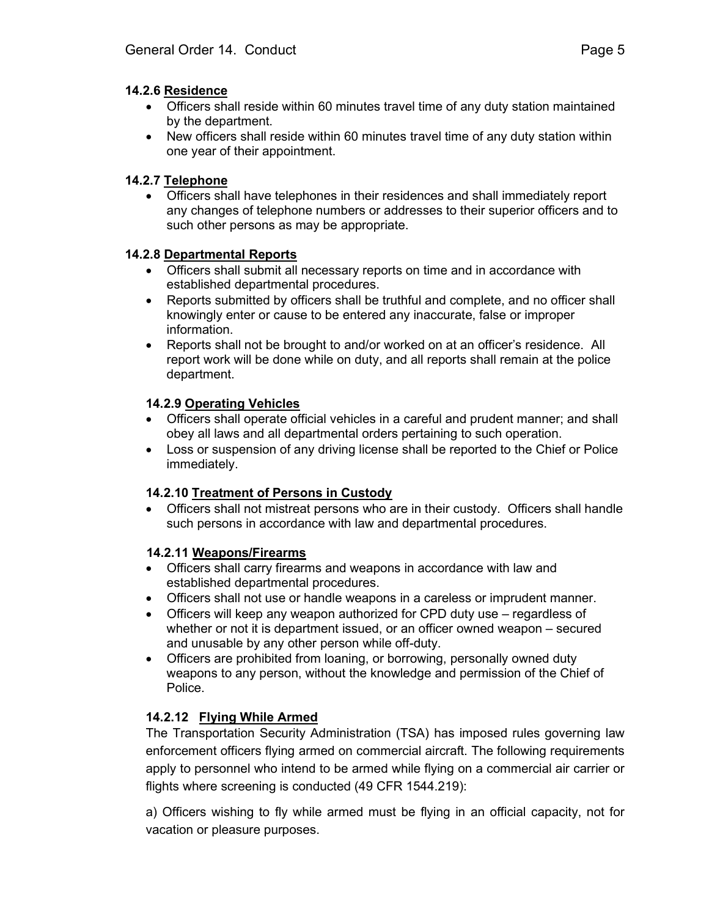### 14.2.6 <u>Residence</u>

- Officers shall reside within 60 minutes travel time of any duty station maintained by the department.
- New officers shall reside within 60 minutes travel time of any duty station within one year of their appointment.

### 14.2.7 <u>Telephone</u>

- Officers shall have telephones in their residences and shall immediately report any changes of telephone numbers or addresses to their superior officers and to such other persons as may be appropriate.

### 14.2.8 <u>Departmental Reports</u>

- Officers shall submit all necessary reports on time and in accordance with established departmental procedures.
- Reports submitted by officers shall be truthful and complete, and no officer shall knowingly enter or cause to be entered any inaccurate, false or improper information.
- Reports shall not be brought to and/or worked on at an officer's residence. All report work will be done while on duty, and all reports shall remain at the police department.

### 14.2.9 <u>Operating Vehicles</u>

- Officers shall operate official vehicles in a careful and prudent manner; and shall obey all laws and all departmental orders pertaining to such operation.
- Loss or suspension of any driving license shall be reported to the Chief or Police immediately.

### 14.2.10 <u>Treatment of Persons in Custody</u>

- Officers shall not mistreat persons who are in their custody. Officers shall handle such persons in accordance with law and departmental procedures.

### 14.2.11 <u>Weapons/Firearms</u>

- Officers shall carry firearms and weapons in accordance with law and established departmental procedures.
- Officers shall not use or handle weapons in a careless or imprudent manner.
- Officers will keep any weapon authorized for CPD duty use – regardless of whether or not it is department issued, or an officer owned weapon – secured and unusable by any other person while off-duty.
- Officers are prohibited from loaning, or borrowing, personally owned duty weapons to any person, without the knowledge and permission of the Chief of Police.

### 14.2.12 <u>Flying While Armed</u>

The Transportation Security Administration (TSA) has imposed rules governing law enforcement officers flying armed on commercial aircraft. The following requirements apply to personnel who intend to be armed while flying on a commercial air carrier or flights where screening is conducted (49 CFR 1544.219):

a) Officers wishing to fly while armed must be flying in an official capacity, not for vacation or pleasure purposes.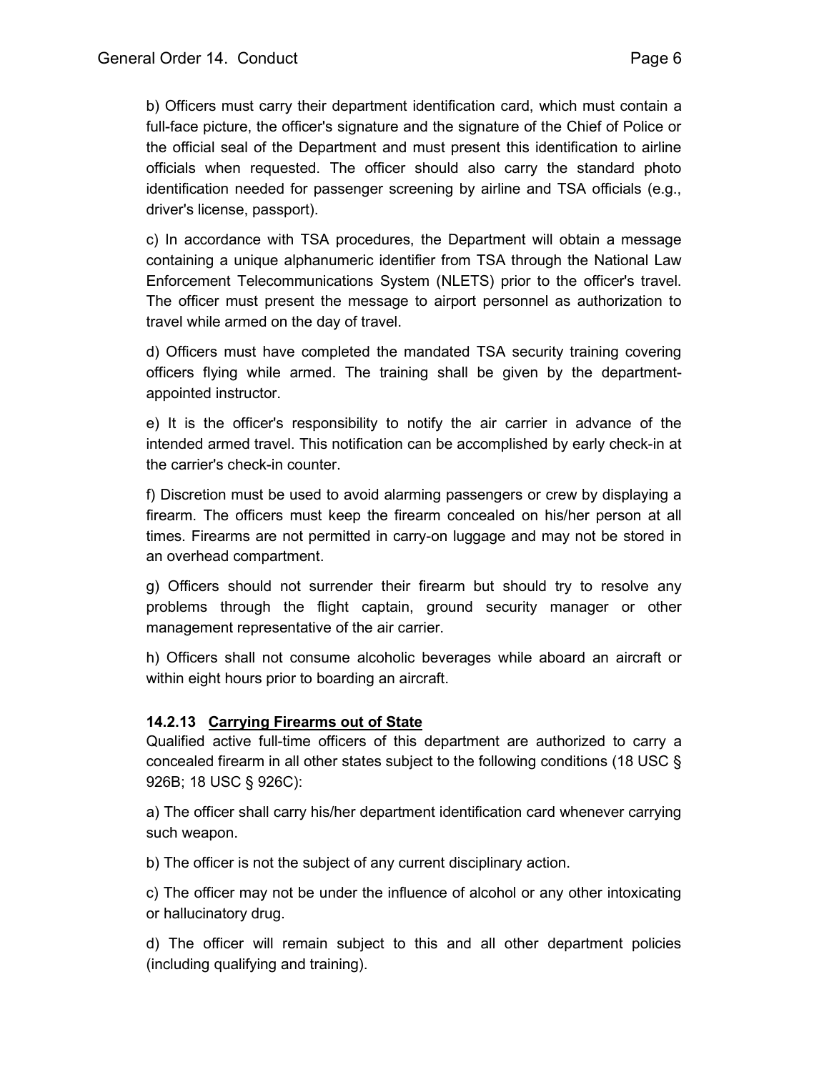b) Officers must carry their department identification card, which must contain a full-face picture, the officer's signature and the signature of the Chief of Police or the official seal of the Department and must present this identification to airline officials when requested. The officer should also carry the standard photo identification needed for passenger screening by airline and TSA officials (e.g., driver's license, passport).

c) In accordance with TSA procedures, the Department will obtain a message containing a unique alphanumeric identifier from TSA through the National Law Enforcement Telecommunications System (NLETS) prior to the officer's travel. The officer must present the message to airport personnel as authorization to travel while armed on the day of travel.

d) Officers must have completed the mandated TSA security training covering officers flying while armed. The training shall be given by the department-appointed instructor.

e) It is the officer's responsibility to notify the air carrier in advance of the intended armed travel. This notification can be accomplished by early check-in at the carrier's check-in counter.

f) Discretion must be used to avoid alarming passengers or crew by displaying a firearm. The officers must keep the firearm concealed on his/her person at all times. Firearms are not permitted in carry-on luggage and may not be stored in an overhead compartment.

g) Officers should not surrender their firearm but should try to resolve any problems through the flight captain, ground security manager or other management representative of the air carrier.

h) Officers shall not consume alcoholic beverages while aboard an aircraft or within eight hours prior to boarding an aircraft.

### 14.2.13 Carrying Firearms out of State

Qualified active full-time officers of this department are authorized to carry a concealed firearm in all other states subject to the following conditions (18 USC § 926B; 18 USC § 926C):

a) The officer shall carry his/her department identification card whenever carrying such weapon.

b) The officer is not the subject of any current disciplinary action.

c) The officer may not be under the influence of alcohol or any other intoxicating or hallucinatory drug.

d) The officer will remain subject to this and all other department policies (including qualifying and training).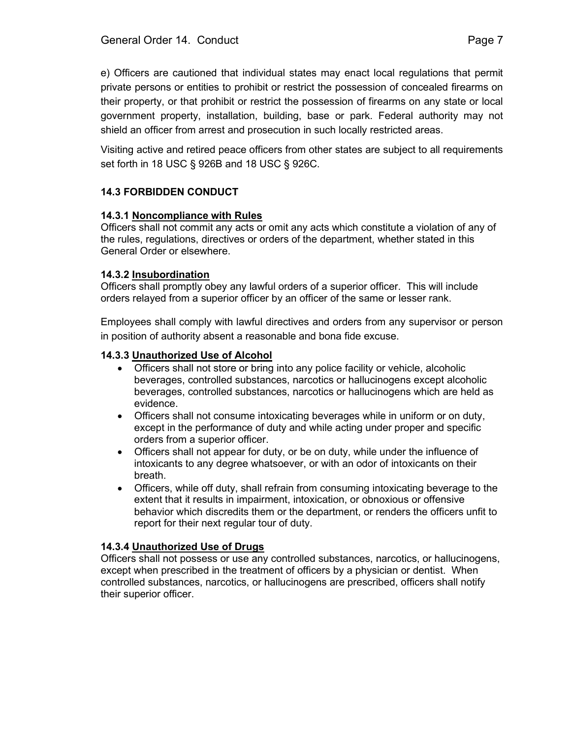e) Officers are cautioned that individual states may enact local regulations that permit private persons or entities to prohibit or restrict the possession of concealed firearms on their property, or that prohibit or restrict the possession of firearms on any state or local government property, installation, building, base or park. Federal authority may not shield an officer from arrest and prosecution in such locally restricted areas.

Visiting active and retired peace officers from other states are subject to all requirements set forth in 18 USC § 926B and 18 USC § 926C.

### 14.3 FORBIDDEN CONDUCT

#### 14.3.1 Noncompliance with Rules

Officers shall not commit any acts or omit any acts which constitute a violation of any of the rules, regulations, directives or orders of the department, whether stated in this General Order or elsewhere.

#### 14.3.2 Insubordination

Officers shall promptly obey any lawful orders of a superior officer. This will include orders relayed from a superior officer by an officer of the same or lesser rank.

Employees shall comply with lawful directives and orders from any supervisor or person in position of authority absent a reasonable and bona fide excuse.

#### 14.3.3 Unauthorized Use of Alcohol

- Officers shall not store or bring into any police facility or vehicle, alcoholic beverages, controlled substances, narcotics or hallucinogens except alcoholic beverages, controlled substances, narcotics or hallucinogens which are held as evidence.
- Officers shall not consume intoxicating beverages while in uniform or on duty, except in the performance of duty and while acting under proper and specific orders from a superior officer.
- Officers shall not appear for duty, or be on duty, while under the influence of intoxicants to any degree whatsoever, or with an odor of intoxicants on their breath.
- Officers, while off duty, shall refrain from consuming intoxicating beverage to the extent that it results in impairment, intoxication, or obnoxious or offensive behavior which discredits them or the department, or renders the officers unfit to report for their next regular tour of duty.

#### 14.3.4 Unauthorized Use of Drugs

Officers shall not possess or use any controlled substances, narcotics, or hallucinogens, except when prescribed in the treatment of officers by a physician or dentist. When controlled substances, narcotics, or hallucinogens are prescribed, officers shall notify their superior officer.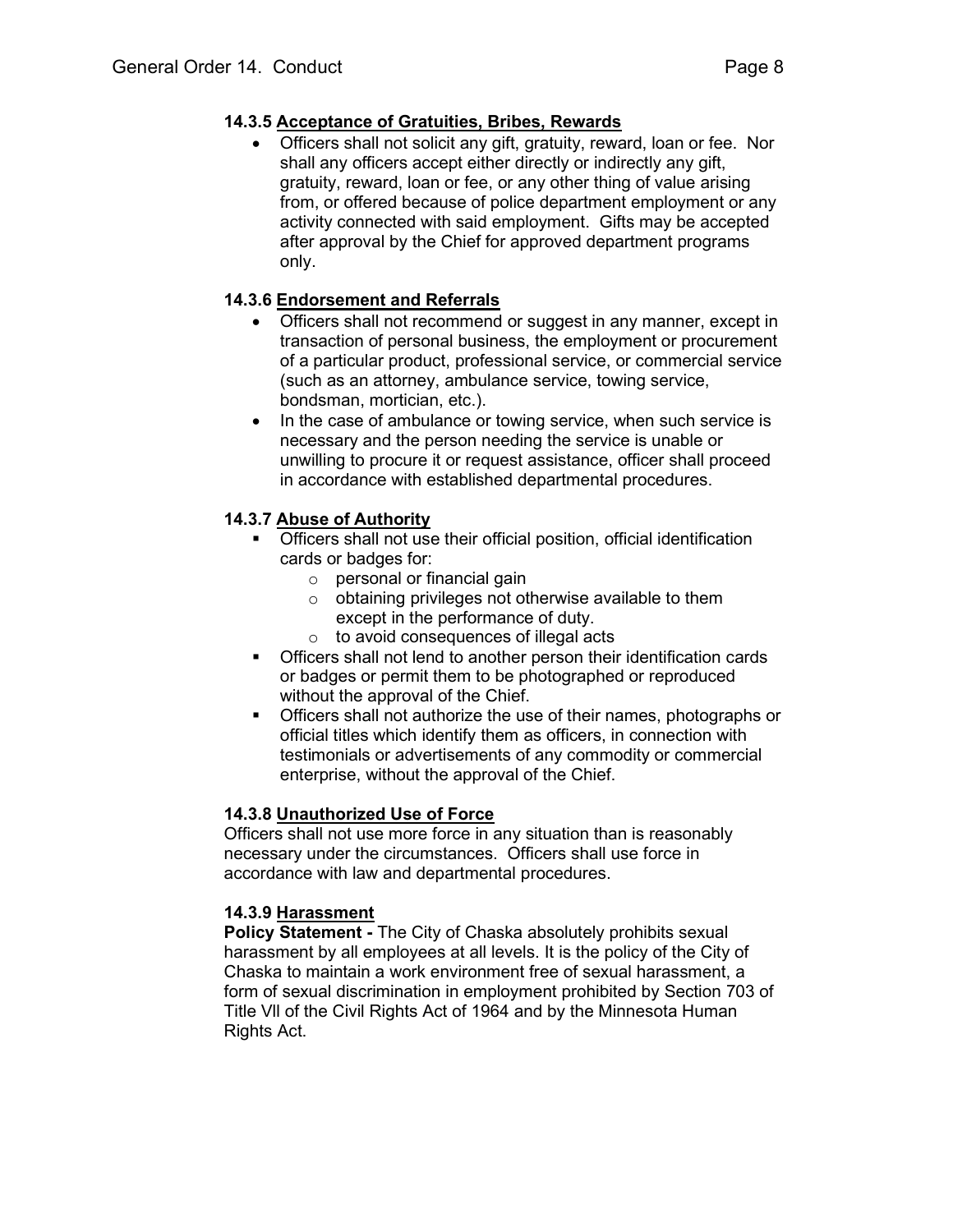### 14.3.5 Acceptance of Gratuities, Bribes, Rewards

- Officers shall not solicit any gift, gratuity, reward, loan or fee. Nor shall any officers accept either directly or indirectly any gift, gratuity, reward, loan or fee, or any other thing of value arising from, or offered because of police department employment or any activity connected with said employment. Gifts may be accepted after approval by the Chief for approved department programs only.

### 14.3.6 Endorsement and Referrals

- Officers shall not recommend or suggest in any manner, except in transaction of personal business, the employment or procurement of a particular product, professional service, or commercial service (such as an attorney, ambulance service, towing service, bondsman, mortician, etc.).
- In the case of ambulance or towing service, when such service is necessary and the person needing the service is unable or unwilling to procure it or request assistance, officer shall proceed in accordance with established departmental procedures.

### 14.3.7 Abuse of Authority

- Officers shall not use their official position, official identification cards or badges for:
  - personal or financial gain
  - obtaining privileges not otherwise available to them except in the performance of duty.
  - to avoid consequences of illegal acts
- Officers shall not lend to another person their identification cards or badges or permit them to be photographed or reproduced without the approval of the Chief.
- Officers shall not authorize the use of their names, photographs or official titles which identify them as officers, in connection with testimonials or advertisements of any commodity or commercial enterprise, without the approval of the Chief.

### 14.3.8 Unauthorized Use of Force

Officers shall not use more force in any situation than is reasonably necessary under the circumstances. Officers shall use force in accordance with law and departmental procedures.

### 14.3.9 Harassment

**Policy Statement -** The City of Chaska absolutely prohibits sexual harassment by all employees at all levels. It is the policy of the City of Chaska to maintain a work environment free of sexual harassment, a form of sexual discrimination in employment prohibited by Section 703 of Title Vll of the Civil Rights Act of 1964 and by the Minnesota Human Rights Act.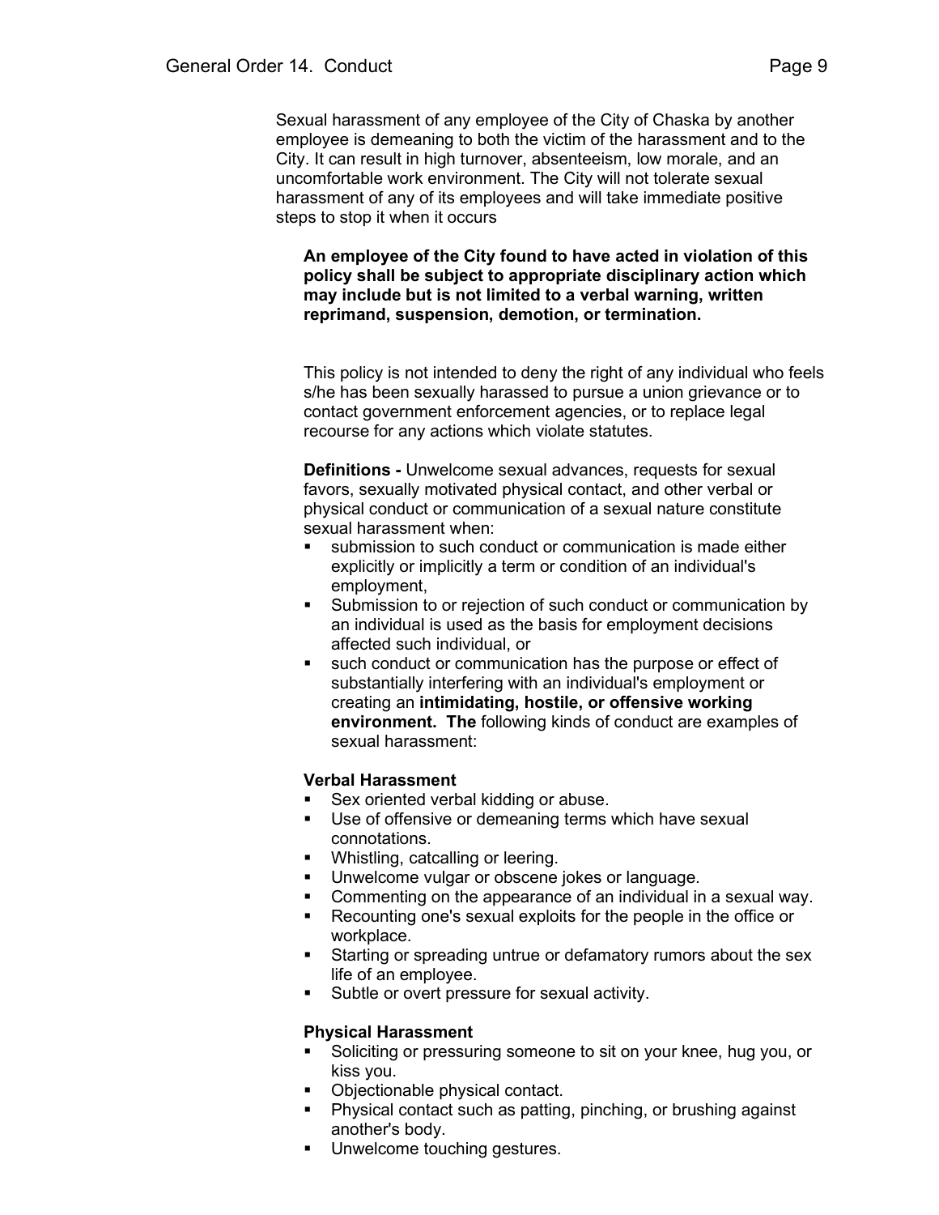Sexual harassment of any employee of the City of Chaska by another employee is demeaning to both the victim of the harassment and to the City. It can result in high turnover, absenteeism, low morale, and an uncomfortable work environment. The City will not tolerate sexual harassment of any of its employees and will take immediate positive steps to stop it when it occurs

**An employee of the City found to have acted in violation of this policy shall be subject to appropriate disciplinary action which may include but is not limited to a verbal warning, written reprimand, suspension, demotion, or termination.**

This policy is not intended to deny the right of any individual who feels s/he has been sexually harassed to pursue a union grievance or to contact government enforcement agencies, or to replace legal recourse for any actions which violate statutes.

**Definitions -** Unwelcome sexual advances, requests for sexual favors, sexually motivated physical contact, and other verbal or physical conduct or communication of a sexual nature constitute sexual harassment when:

- submission to such conduct or communication is made either explicitly or implicitly a term or condition of an individual's employment,
- Submission to or rejection of such conduct or communication by an individual is used as the basis for employment decisions affected such individual, or
- such conduct or communication has the purpose or effect of substantially interfering with an individual's employment or creating an **intimidating, hostile, or offensive working environment. The** following kinds of conduct are examples of sexual harassment:

**Verbal Harassment**

- Sex oriented verbal kidding or abuse.
- Use of offensive or demeaning terms which have sexual connotations.
- Whistling, catcalling or leering.
- Unwelcome vulgar or obscene jokes or language.
- Commenting on the appearance of an individual in a sexual way.
- Recounting one's sexual exploits for the people in the office or workplace.
- Starting or spreading untrue or defamatory rumors about the sex life of an employee.
- Subtle or overt pressure for sexual activity.

**Physical Harassment**

- Soliciting or pressuring someone to sit on your knee, hug you, or kiss you.
- Objectionable physical contact.
- Physical contact such as patting, pinching, or brushing against another's body.
- Unwelcome touching gestures.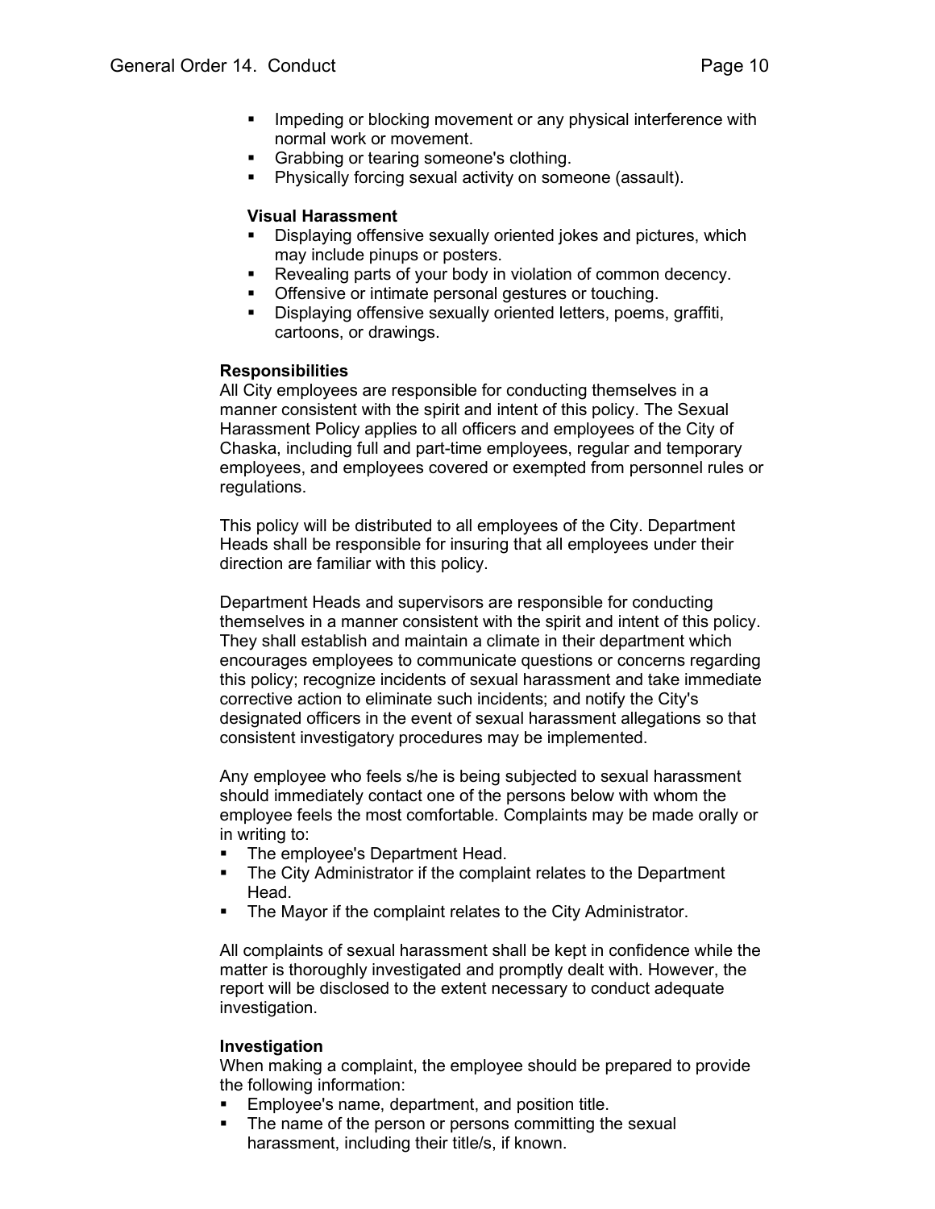- Impeding or blocking movement or any physical interference with normal work or movement.
- Grabbing or tearing someone's clothing.
- Physically forcing sexual activity on someone (assault).

**Visual Harassment**

- Displaying offensive sexually oriented jokes and pictures, which may include pinups or posters.
- Revealing parts of your body in violation of common decency.
- Offensive or intimate personal gestures or touching.
- Displaying offensive sexually oriented letters, poems, graffiti, cartoons, or drawings.

**Responsibilities**

All City employees are responsible for conducting themselves in a manner consistent with the spirit and intent of this policy. The Sexual Harassment Policy applies to all officers and employees of the City of Chaska, including full and part-time employees, regular and temporary employees, and employees covered or exempted from personnel rules or regulations.

This policy will be distributed to all employees of the City. Department Heads shall be responsible for insuring that all employees under their direction are familiar with this policy.

Department Heads and supervisors are responsible for conducting themselves in a manner consistent with the spirit and intent of this policy. They shall establish and maintain a climate in their department which encourages employees to communicate questions or concerns regarding this policy; recognize incidents of sexual harassment and take immediate corrective action to eliminate such incidents; and notify the City's designated officers in the event of sexual harassment allegations so that consistent investigatory procedures may be implemented.

Any employee who feels s/he is being subjected to sexual harassment should immediately contact one of the persons below with whom the employee feels the most comfortable. Complaints may be made orally or in writing to:

- The employee's Department Head.
- The City Administrator if the complaint relates to the Department Head.
- The Mayor if the complaint relates to the City Administrator.

All complaints of sexual harassment shall be kept in confidence while the matter is thoroughly investigated and promptly dealt with. However, the report will be disclosed to the extent necessary to conduct adequate investigation.

**Investigation**

When making a complaint, the employee should be prepared to provide the following information:

- Employee's name, department, and position title.
- The name of the person or persons committing the sexual harassment, including their title/s, if known.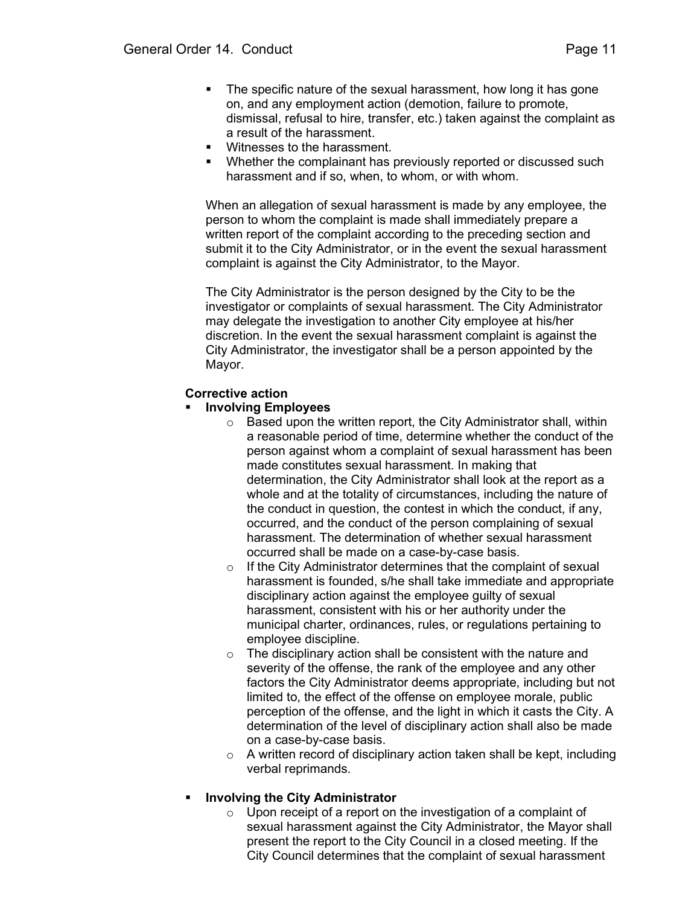- The specific nature of the sexual harassment, how long it has gone on, and any employment action (demotion, failure to promote, dismissal, refusal to hire, transfer, etc.) taken against the complaint as a result of the harassment.
- Witnesses to the harassment.
- Whether the complainant has previously reported or discussed such harassment and if so, when, to whom, or with whom.

When an allegation of sexual harassment is made by any employee, the person to whom the complaint is made shall immediately prepare a written report of the complaint according to the preceding section and submit it to the City Administrator, or in the event the sexual harassment complaint is against the City Administrator, to the Mayor.

The City Administrator is the person designed by the City to be the investigator or complaints of sexual harassment. The City Administrator may delegate the investigation to another City employee at his/her discretion. In the event the sexual harassment complaint is against the City Administrator, the investigator shall be a person appointed by the Mayor.

**Corrective action**

- **Involving Employees**
  - Based upon the written report, the City Administrator shall, within a reasonable period of time, determine whether the conduct of the person against whom a complaint of sexual harassment has been made constitutes sexual harassment. In making that determination, the City Administrator shall look at the report as a whole and at the totality of circumstances, including the nature of the conduct in question, the contest in which the conduct, if any, occurred, and the conduct of the person complaining of sexual harassment. The determination of whether sexual harassment occurred shall be made on a case-by-case basis.
  - If the City Administrator determines that the complaint of sexual harassment is founded, s/he shall take immediate and appropriate disciplinary action against the employee guilty of sexual harassment, consistent with his or her authority under the municipal charter, ordinances, rules, or regulations pertaining to employee discipline.
  - The disciplinary action shall be consistent with the nature and severity of the offense, the rank of the employee and any other factors the City Administrator deems appropriate, including but not limited to, the effect of the offense on employee morale, public perception of the offense, and the light in which it casts the City. A determination of the level of disciplinary action shall also be made on a case-by-case basis.
  - A written record of disciplinary action taken shall be kept, including verbal reprimands.

- **Involving the City Administrator**
  - Upon receipt of a report on the investigation of a complaint of sexual harassment against the City Administrator, the Mayor shall present the report to the City Council in a closed meeting. If the City Council determines that the complaint of sexual harassment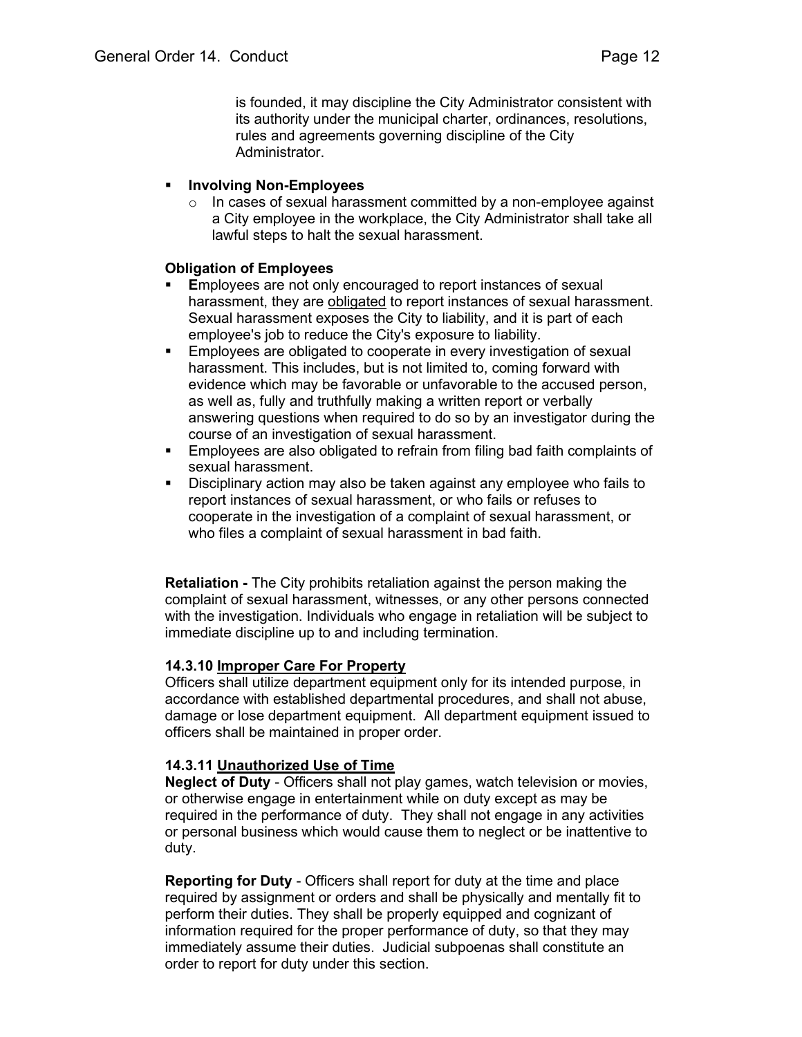is founded, it may discipline the City Administrator consistent with its authority under the municipal charter, ordinances, resolutions, rules and agreements governing discipline of the City Administrator.

- **Involving Non-Employees**
  - In cases of sexual harassment committed by a non-employee against a City employee in the workplace, the City Administrator shall take all lawful steps to halt the sexual harassment.

**Obligation of Employees**

- **E**mployees are not only encouraged to report instances of sexual harassment, they are <u>obligated</u> to report instances of sexual harassment. Sexual harassment exposes the City to liability, and it is part of each employee's job to reduce the City's exposure to liability.
- Employees are obligated to cooperate in every investigation of sexual harassment. This includes, but is not limited to, coming forward with evidence which may be favorable or unfavorable to the accused person, as well as, fully and truthfully making a written report or verbally answering questions when required to do so by an investigator during the course of an investigation of sexual harassment.
- Employees are also obligated to refrain from filing bad faith complaints of sexual harassment.
- Disciplinary action may also be taken against any employee who fails to report instances of sexual harassment, or who fails or refuses to cooperate in the investigation of a complaint of sexual harassment, or who files a complaint of sexual harassment in bad faith.

**Retaliation -** The City prohibits retaliation against the person making the complaint of sexual harassment, witnesses, or any other persons connected with the investigation. Individuals who engage in retaliation will be subject to immediate discipline up to and including termination.

### 14.3.10 <u>Improper Care For Property</u>

Officers shall utilize department equipment only for its intended purpose, in accordance with established departmental procedures, and shall not abuse, damage or lose department equipment. All department equipment issued to officers shall be maintained in proper order.

### 14.3.11 <u>Unauthorized Use of Time</u>

**Neglect of Duty** - Officers shall not play games, watch television or movies, or otherwise engage in entertainment while on duty except as may be required in the performance of duty. They shall not engage in any activities or personal business which would cause them to neglect or be inattentive to duty.

**Reporting for Duty** - Officers shall report for duty at the time and place required by assignment or orders and shall be physically and mentally fit to perform their duties. They shall be properly equipped and cognizant of information required for the proper performance of duty, so that they may immediately assume their duties. Judicial subpoenas shall constitute an order to report for duty under this section.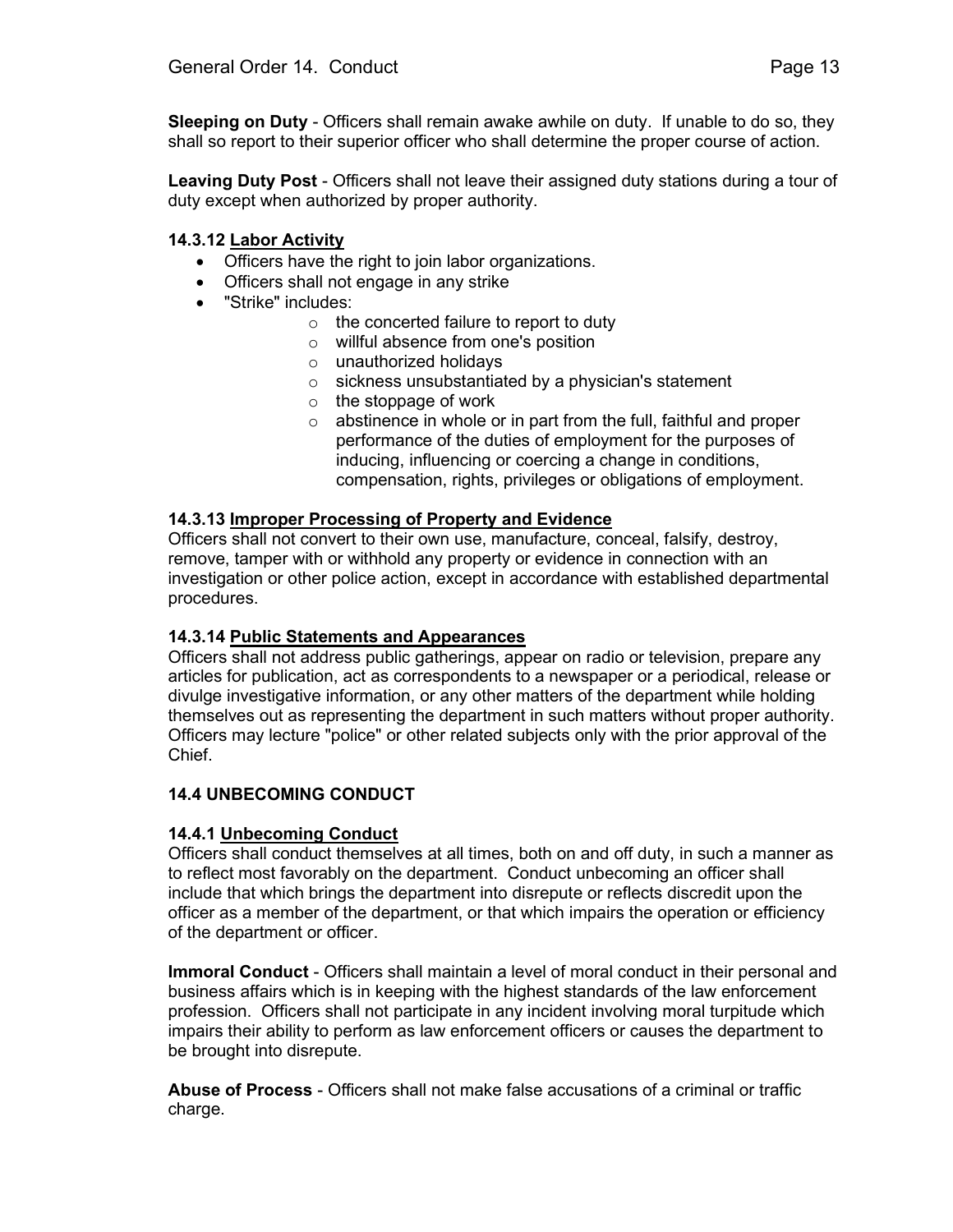**Sleeping on Duty** - Officers shall remain awake awhile on duty. If unable to do so, they shall so report to their superior officer who shall determine the proper course of action.

**Leaving Duty Post** - Officers shall not leave their assigned duty stations during a tour of duty except when authorized by proper authority.

### 14.3.12 <u>Labor Activity</u>

- Officers have the right to join labor organizations.
- Officers shall not engage in any strike
- "Strike" includes:
  - the concerted failure to report to duty
  - willful absence from one's position
  - unauthorized holidays
  - sickness unsubstantiated by a physician's statement
  - the stoppage of work
  - abstinence in whole or in part from the full, faithful and proper performance of the duties of employment for the purposes of inducing, influencing or coercing a change in conditions, compensation, rights, privileges or obligations of employment.

### 14.3.13 <u>Improper Processing of Property and Evidence</u>

Officers shall not convert to their own use, manufacture, conceal, falsify, destroy, remove, tamper with or withhold any property or evidence in connection with an investigation or other police action, except in accordance with established departmental procedures.

### 14.3.14 <u>Public Statements and Appearances</u>

Officers shall not address public gatherings, appear on radio or television, prepare any articles for publication, act as correspondents to a newspaper or a periodical, release or divulge investigative information, or any other matters of the department while holding themselves out as representing the department in such matters without proper authority. Officers may lecture "police" or other related subjects only with the prior approval of the Chief.

## 14.4 UNBECOMING CONDUCT

### 14.4.1 <u>Unbecoming Conduct</u>

Officers shall conduct themselves at all times, both on and off duty, in such a manner as to reflect most favorably on the department. Conduct unbecoming an officer shall include that which brings the department into disrepute or reflects discredit upon the officer as a member of the department, or that which impairs the operation or efficiency of the department or officer.

**Immoral Conduct** - Officers shall maintain a level of moral conduct in their personal and business affairs which is in keeping with the highest standards of the law enforcement profession. Officers shall not participate in any incident involving moral turpitude which impairs their ability to perform as law enforcement officers or causes the department to be brought into disrepute.

**Abuse of Process** - Officers shall not make false accusations of a criminal or traffic charge.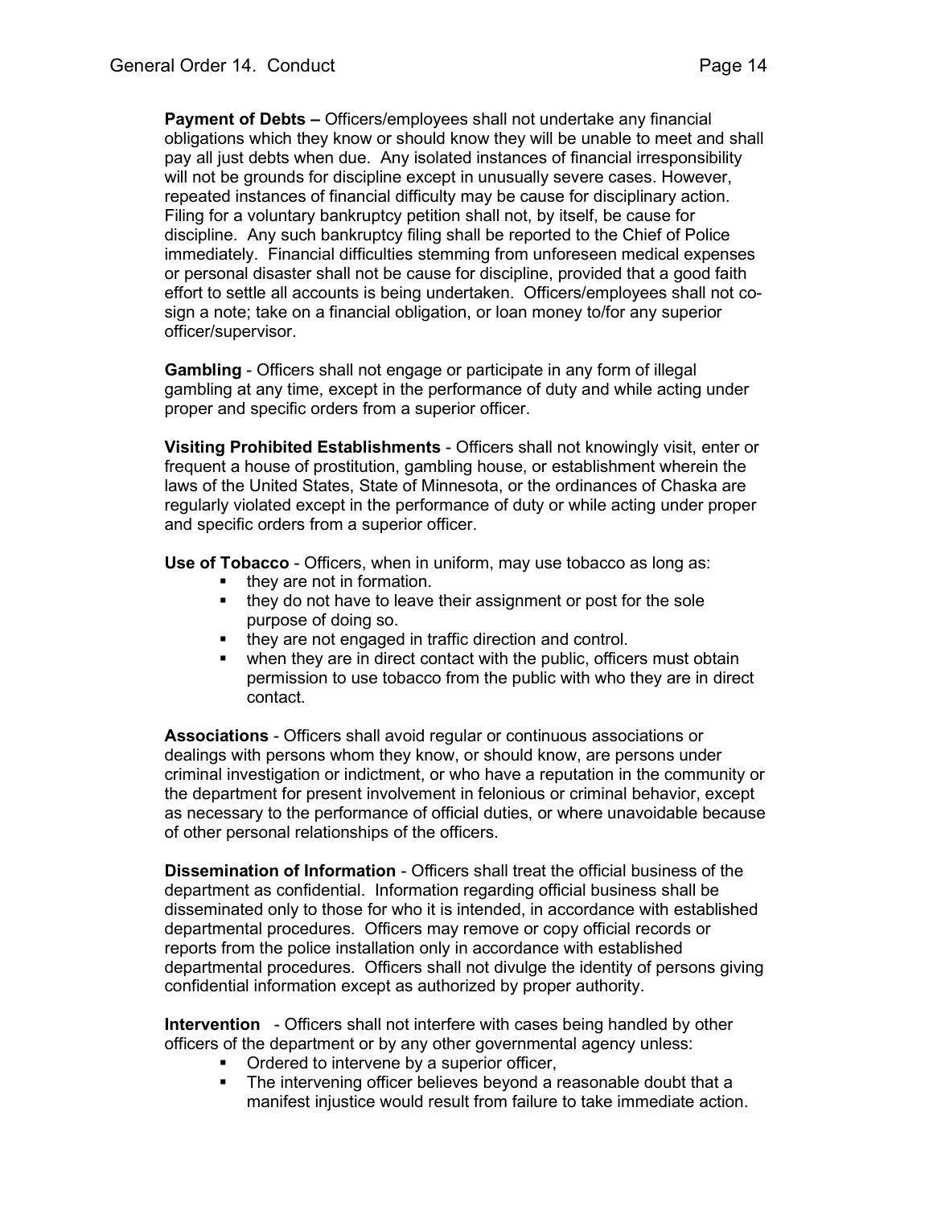**Payment of Debts –** Officers/employees shall not undertake any financial obligations which they know or should know they will be unable to meet and shall pay all just debts when due. Any isolated instances of financial irresponsibility will not be grounds for discipline except in unusually severe cases. However, repeated instances of financial difficulty may be cause for disciplinary action. Filing for a voluntary bankruptcy petition shall not, by itself, be cause for discipline. Any such bankruptcy filing shall be reported to the Chief of Police immediately. Financial difficulties stemming from unforeseen medical expenses or personal disaster shall not be cause for discipline, provided that a good faith effort to settle all accounts is being undertaken. Officers/employees shall not co-sign a note; take on a financial obligation, or loan money to/for any superior officer/supervisor.

**Gambling** - Officers shall not engage or participate in any form of illegal gambling at any time, except in the performance of duty and while acting under proper and specific orders from a superior officer.

**Visiting Prohibited Establishments** - Officers shall not knowingly visit, enter or frequent a house of prostitution, gambling house, or establishment wherein the laws of the United States, State of Minnesota, or the ordinances of Chaska are regularly violated except in the performance of duty or while acting under proper and specific orders from a superior officer.

**Use of Tobacco** - Officers, when in uniform, may use tobacco as long as:

- they are not in formation.
- they do not have to leave their assignment or post for the sole purpose of doing so.
- they are not engaged in traffic direction and control.
- when they are in direct contact with the public, officers must obtain permission to use tobacco from the public with who they are in direct contact.

**Associations** - Officers shall avoid regular or continuous associations or dealings with persons whom they know, or should know, are persons under criminal investigation or indictment, or who have a reputation in the community or the department for present involvement in felonious or criminal behavior, except as necessary to the performance of official duties, or where unavoidable because of other personal relationships of the officers.

**Dissemination of Information** - Officers shall treat the official business of the department as confidential. Information regarding official business shall be disseminated only to those for who it is intended, in accordance with established departmental procedures. Officers may remove or copy official records or reports from the police installation only in accordance with established departmental procedures. Officers shall not divulge the identity of persons giving confidential information except as authorized by proper authority.

**Intervention** - Officers shall not interfere with cases being handled by other officers of the department or by any other governmental agency unless:

- Ordered to intervene by a superior officer,
- The intervening officer believes beyond a reasonable doubt that a manifest injustice would result from failure to take immediate action.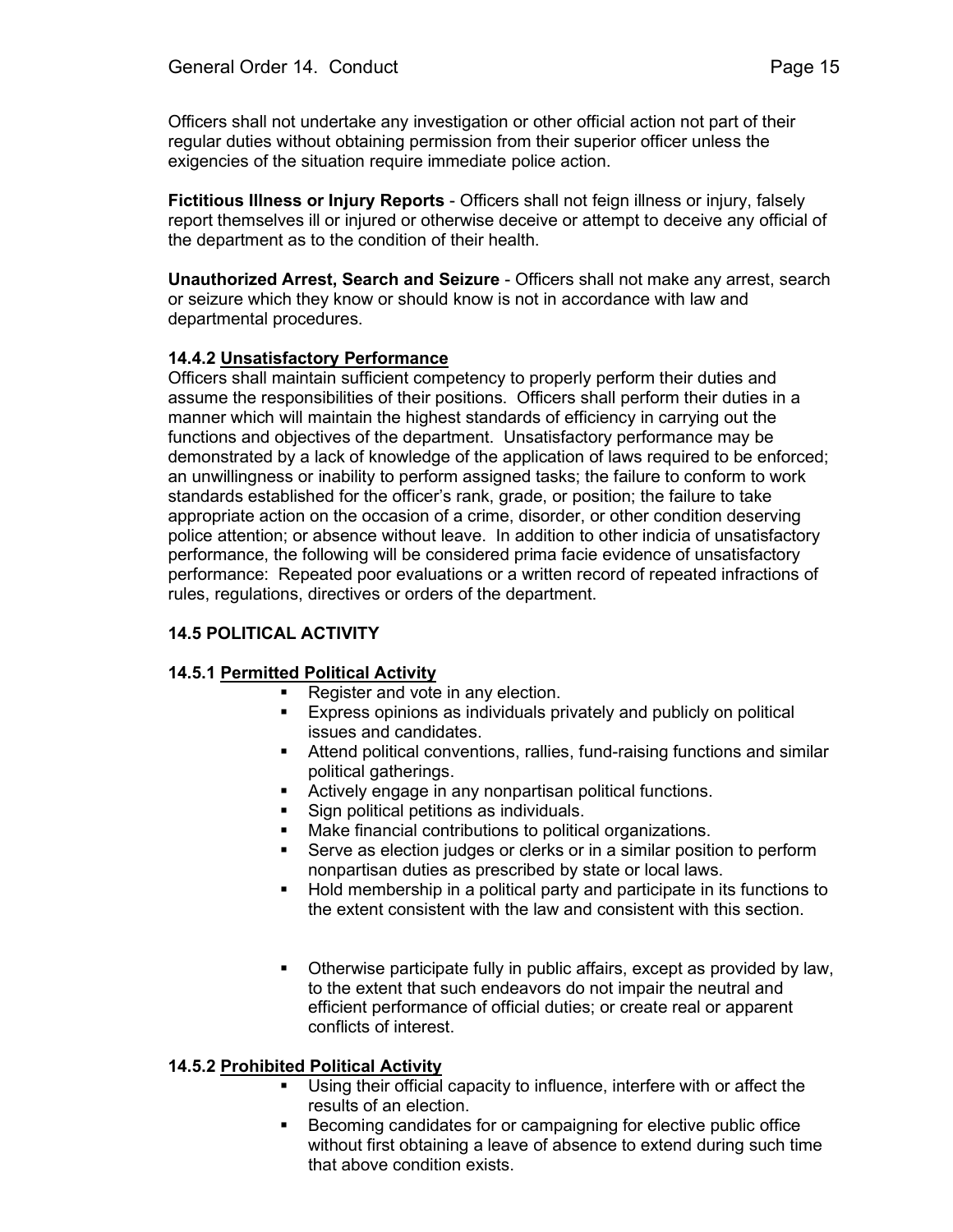Officers shall not undertake any investigation or other official action not part of their regular duties without obtaining permission from their superior officer unless the exigencies of the situation require immediate police action.

**Fictitious Illness or Injury Reports** - Officers shall not feign illness or injury, falsely report themselves ill or injured or otherwise deceive or attempt to deceive any official of the department as to the condition of their health.

**Unauthorized Arrest, Search and Seizure** - Officers shall not make any arrest, search or seizure which they know or should know is not in accordance with law and departmental procedures.

#### 14.4.2 Unsatisfactory Performance

Officers shall maintain sufficient competency to properly perform their duties and assume the responsibilities of their positions. Officers shall perform their duties in a manner which will maintain the highest standards of efficiency in carrying out the functions and objectives of the department. Unsatisfactory performance may be demonstrated by a lack of knowledge of the application of laws required to be enforced; an unwillingness or inability to perform assigned tasks; the failure to conform to work standards established for the officer's rank, grade, or position; the failure to take appropriate action on the occasion of a crime, disorder, or other condition deserving police attention; or absence without leave. In addition to other indicia of unsatisfactory performance, the following will be considered prima facie evidence of unsatisfactory performance: Repeated poor evaluations or a written record of repeated infractions of rules, regulations, directives or orders of the department.

### 14.5 POLITICAL ACTIVITY

#### 14.5.1 Permitted Political Activity

- Register and vote in any election.
- Express opinions as individuals privately and publicly on political issues and candidates.
- Attend political conventions, rallies, fund-raising functions and similar political gatherings.
- Actively engage in any nonpartisan political functions.
- Sign political petitions as individuals.
- Make financial contributions to political organizations.
- Serve as election judges or clerks or in a similar position to perform nonpartisan duties as prescribed by state or local laws.
- Hold membership in a political party and participate in its functions to the extent consistent with the law and consistent with this section.
- Otherwise participate fully in public affairs, except as provided by law, to the extent that such endeavors do not impair the neutral and efficient performance of official duties; or create real or apparent conflicts of interest.

#### 14.5.2 Prohibited Political Activity

- Using their official capacity to influence, interfere with or affect the results of an election.
- Becoming candidates for or campaigning for elective public office without first obtaining a leave of absence to extend during such time that above condition exists.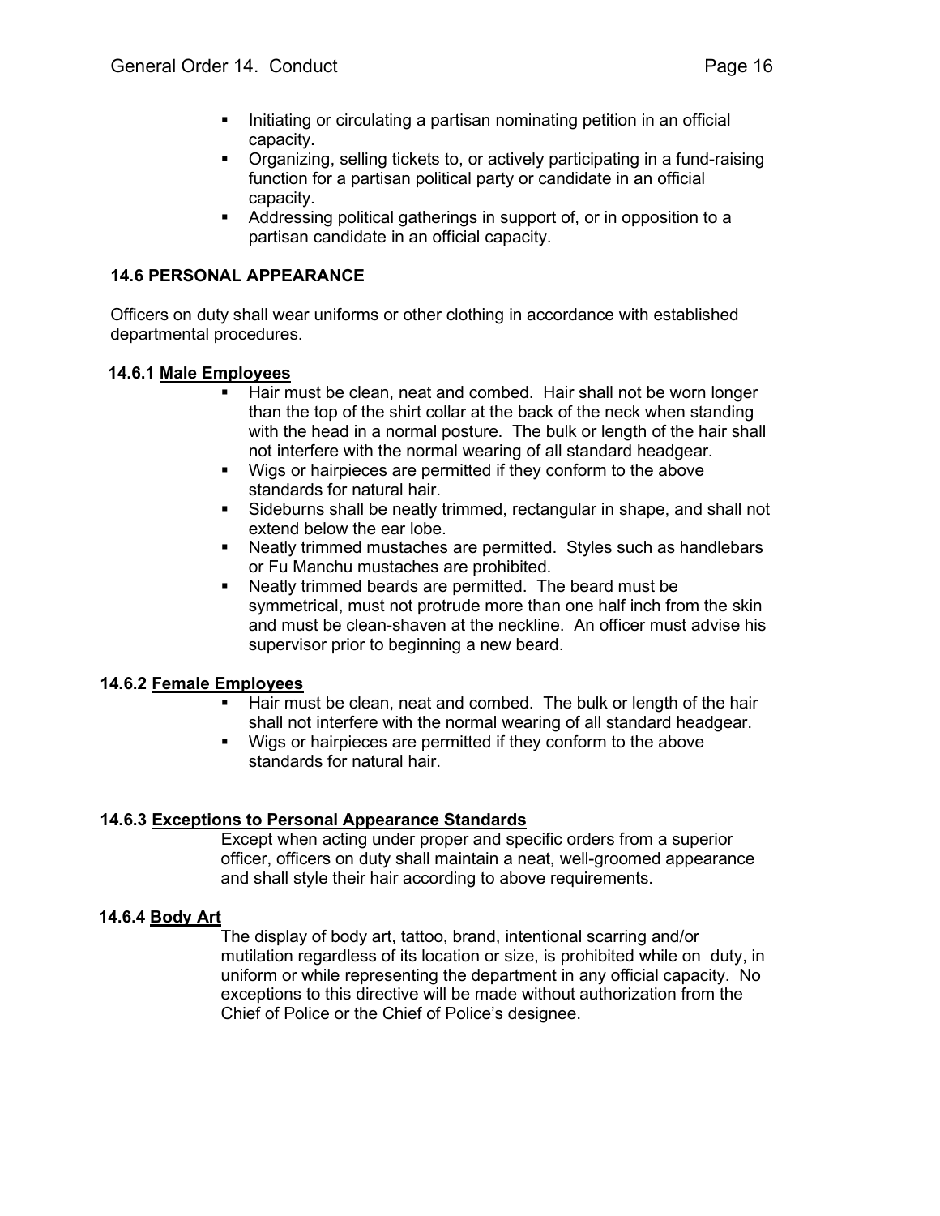- Initiating or circulating a partisan nominating petition in an official capacity.
- Organizing, selling tickets to, or actively participating in a fund-raising function for a partisan political party or candidate in an official capacity.
- Addressing political gatherings in support of, or in opposition to a partisan candidate in an official capacity.

## 14.6 PERSONAL APPEARANCE

Officers on duty shall wear uniforms or other clothing in accordance with established departmental procedures.

### 14.6.1 Male Employees

- Hair must be clean, neat and combed. Hair shall not be worn longer than the top of the shirt collar at the back of the neck when standing with the head in a normal posture. The bulk or length of the hair shall not interfere with the normal wearing of all standard headgear.
- Wigs or hairpieces are permitted if they conform to the above standards for natural hair.
- Sideburns shall be neatly trimmed, rectangular in shape, and shall not extend below the ear lobe.
- Neatly trimmed mustaches are permitted. Styles such as handlebars or Fu Manchu mustaches are prohibited.
- Neatly trimmed beards are permitted. The beard must be symmetrical, must not protrude more than one half inch from the skin and must be clean-shaven at the neckline. An officer must advise his supervisor prior to beginning a new beard.

### 14.6.2 Female Employees

- Hair must be clean, neat and combed. The bulk or length of the hair shall not interfere with the normal wearing of all standard headgear.
- Wigs or hairpieces are permitted if they conform to the above standards for natural hair.

### 14.6.3 Exceptions to Personal Appearance Standards

Except when acting under proper and specific orders from a superior officer, officers on duty shall maintain a neat, well-groomed appearance and shall style their hair according to above requirements.

### 14.6.4 Body Art

The display of body art, tattoo, brand, intentional scarring and/or mutilation regardless of its location or size, is prohibited while on duty, in uniform or while representing the department in any official capacity. No exceptions to this directive will be made without authorization from the Chief of Police or the Chief of Police's designee.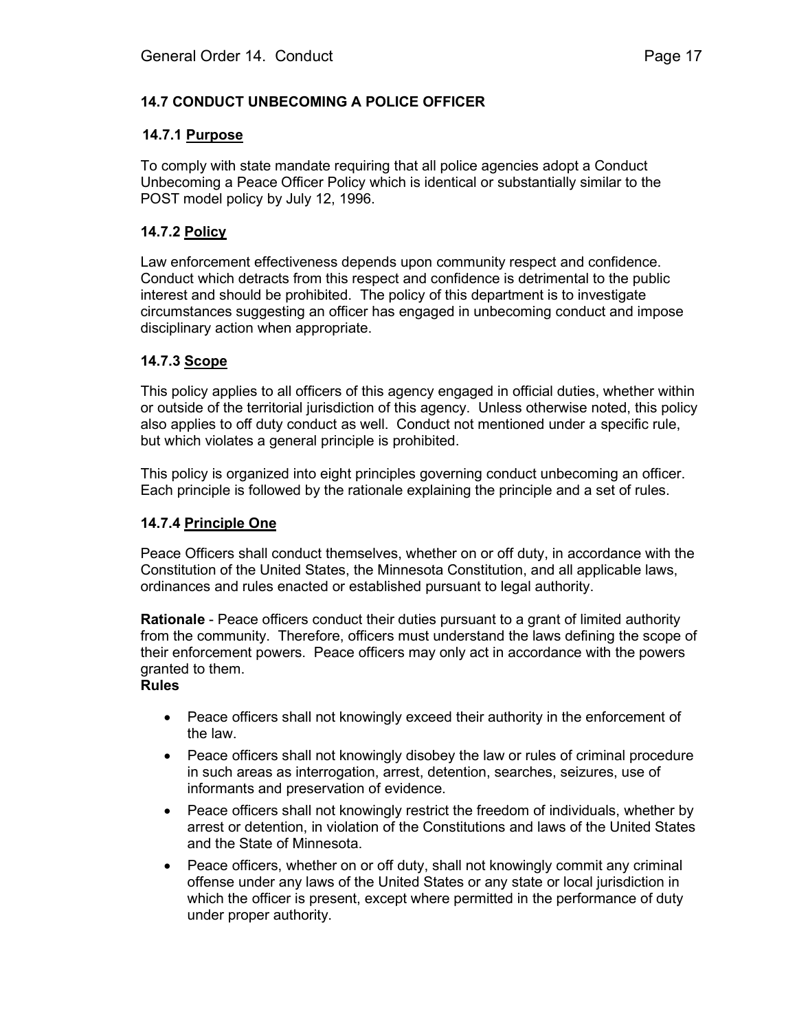## 14.7 CONDUCT UNBECOMING A POLICE OFFICER

### 14.7.1 Purpose

To comply with state mandate requiring that all police agencies adopt a Conduct Unbecoming a Peace Officer Policy which is identical or substantially similar to the POST model policy by July 12, 1996.

### 14.7.2 Policy

Law enforcement effectiveness depends upon community respect and confidence. Conduct which detracts from this respect and confidence is detrimental to the public interest and should be prohibited. The policy of this department is to investigate circumstances suggesting an officer has engaged in unbecoming conduct and impose disciplinary action when appropriate.

### 14.7.3 Scope

This policy applies to all officers of this agency engaged in official duties, whether within or outside of the territorial jurisdiction of this agency. Unless otherwise noted, this policy also applies to off duty conduct as well. Conduct not mentioned under a specific rule, but which violates a general principle is prohibited.

This policy is organized into eight principles governing conduct unbecoming an officer. Each principle is followed by the rationale explaining the principle and a set of rules.

### 14.7.4 Principle One

Peace Officers shall conduct themselves, whether on or off duty, in accordance with the Constitution of the United States, the Minnesota Constitution, and all applicable laws, ordinances and rules enacted or established pursuant to legal authority.

**Rationale** - Peace officers conduct their duties pursuant to a grant of limited authority from the community. Therefore, officers must understand the laws defining the scope of their enforcement powers. Peace officers may only act in accordance with the powers granted to them.

**Rules**

- Peace officers shall not knowingly exceed their authority in the enforcement of the law.
- Peace officers shall not knowingly disobey the law or rules of criminal procedure in such areas as interrogation, arrest, detention, searches, seizures, use of informants and preservation of evidence.
- Peace officers shall not knowingly restrict the freedom of individuals, whether by arrest or detention, in violation of the Constitutions and laws of the United States and the State of Minnesota.
- Peace officers, whether on or off duty, shall not knowingly commit any criminal offense under any laws of the United States or any state or local jurisdiction in which the officer is present, except where permitted in the performance of duty under proper authority.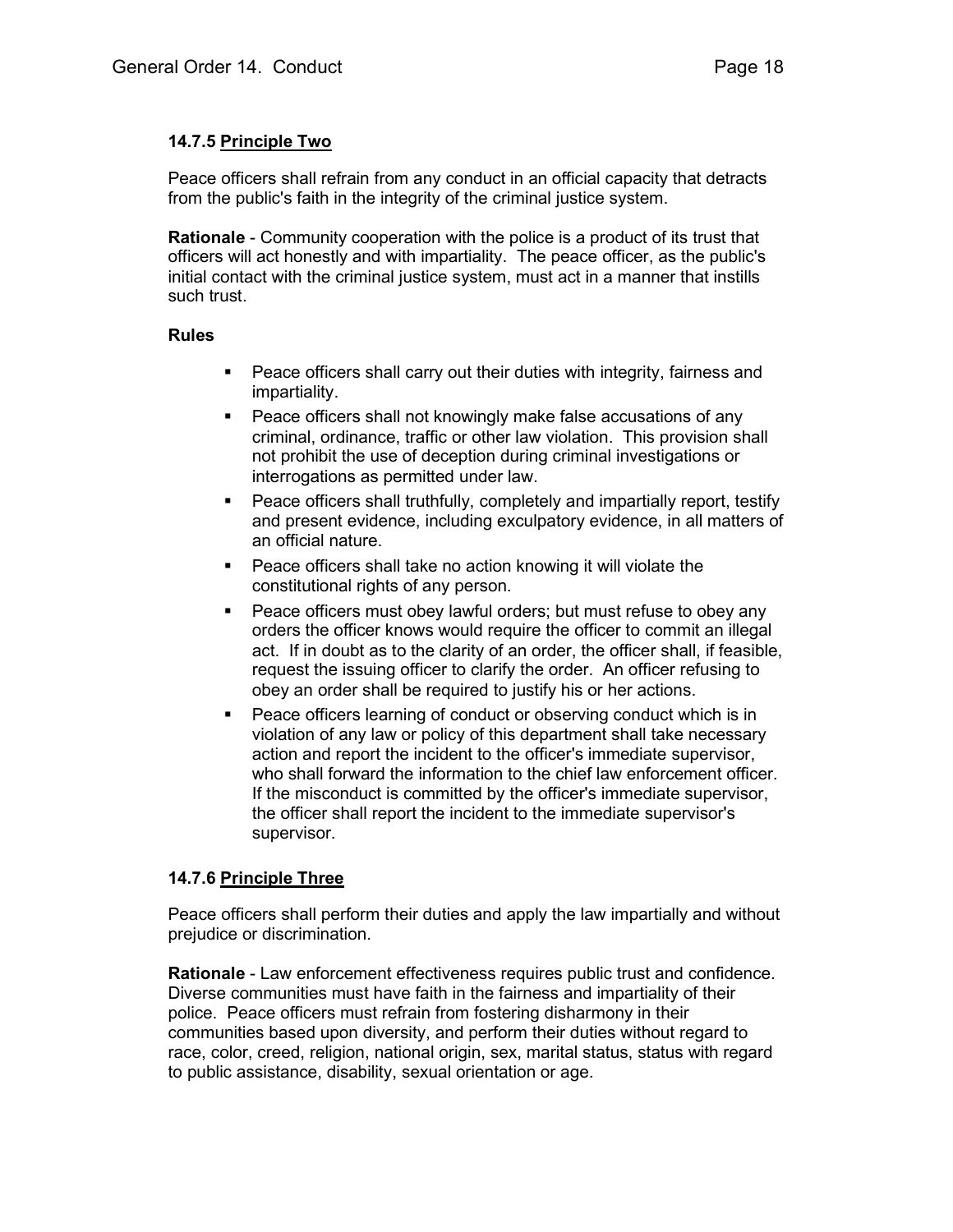### 14.7.5 Principle Two

Peace officers shall refrain from any conduct in an official capacity that detracts from the public's faith in the integrity of the criminal justice system.

**Rationale** - Community cooperation with the police is a product of its trust that officers will act honestly and with impartiality. The peace officer, as the public's initial contact with the criminal justice system, must act in a manner that instills such trust.

**Rules**

- Peace officers shall carry out their duties with integrity, fairness and impartiality.
- Peace officers shall not knowingly make false accusations of any criminal, ordinance, traffic or other law violation. This provision shall not prohibit the use of deception during criminal investigations or interrogations as permitted under law.
- Peace officers shall truthfully, completely and impartially report, testify and present evidence, including exculpatory evidence, in all matters of an official nature.
- Peace officers shall take no action knowing it will violate the constitutional rights of any person.
- Peace officers must obey lawful orders; but must refuse to obey any orders the officer knows would require the officer to commit an illegal act. If in doubt as to the clarity of an order, the officer shall, if feasible, request the issuing officer to clarify the order. An officer refusing to obey an order shall be required to justify his or her actions.
- Peace officers learning of conduct or observing conduct which is in violation of any law or policy of this department shall take necessary action and report the incident to the officer's immediate supervisor, who shall forward the information to the chief law enforcement officer. If the misconduct is committed by the officer's immediate supervisor, the officer shall report the incident to the immediate supervisor's supervisor.

### 14.7.6 Principle Three

Peace officers shall perform their duties and apply the law impartially and without prejudice or discrimination.

**Rationale** - Law enforcement effectiveness requires public trust and confidence. Diverse communities must have faith in the fairness and impartiality of their police. Peace officers must refrain from fostering disharmony in their communities based upon diversity, and perform their duties without regard to race, color, creed, religion, national origin, sex, marital status, status with regard to public assistance, disability, sexual orientation or age.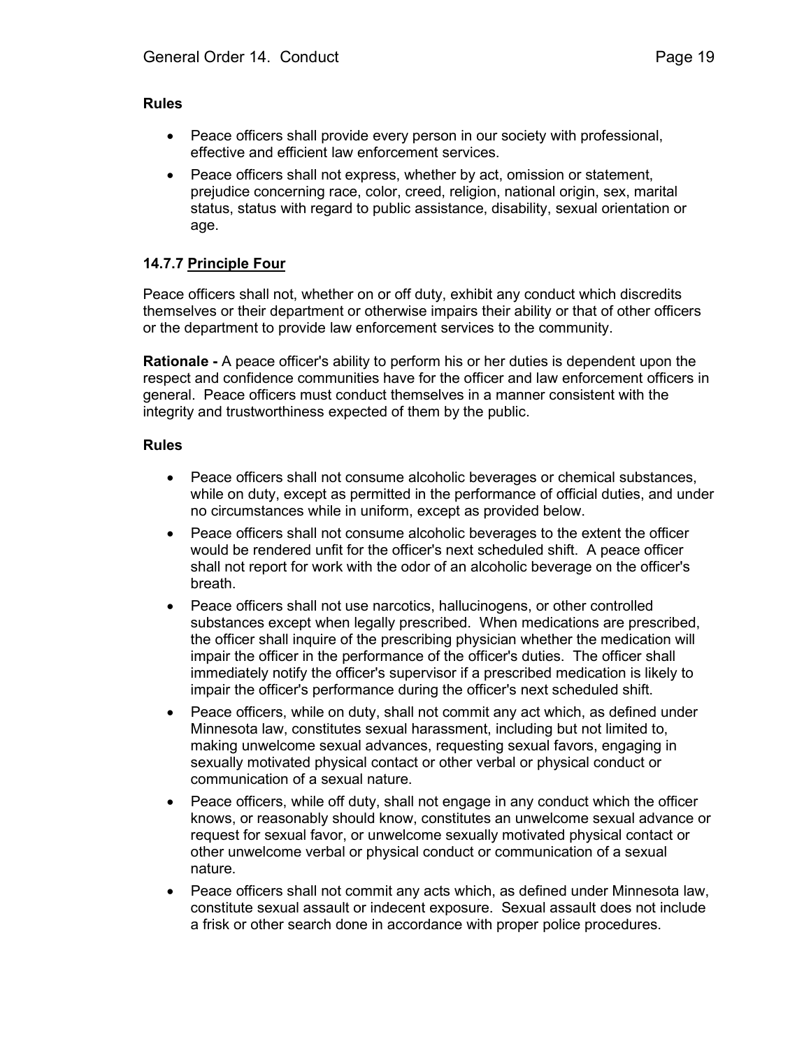**Rules**

- Peace officers shall provide every person in our society with professional, effective and efficient law enforcement services.
- Peace officers shall not express, whether by act, omission or statement, prejudice concerning race, color, creed, religion, national origin, sex, marital status, status with regard to public assistance, disability, sexual orientation or age.

### 14.7.7 <u>Principle Four</u>

Peace officers shall not, whether on or off duty, exhibit any conduct which discredits themselves or their department or otherwise impairs their ability or that of other officers or the department to provide law enforcement services to the community.

**Rationale -** A peace officer's ability to perform his or her duties is dependent upon the respect and confidence communities have for the officer and law enforcement officers in general. Peace officers must conduct themselves in a manner consistent with the integrity and trustworthiness expected of them by the public.

**Rules**

- Peace officers shall not consume alcoholic beverages or chemical substances, while on duty, except as permitted in the performance of official duties, and under no circumstances while in uniform, except as provided below.
- Peace officers shall not consume alcoholic beverages to the extent the officer would be rendered unfit for the officer's next scheduled shift. A peace officer shall not report for work with the odor of an alcoholic beverage on the officer's breath.
- Peace officers shall not use narcotics, hallucinogens, or other controlled substances except when legally prescribed. When medications are prescribed, the officer shall inquire of the prescribing physician whether the medication will impair the officer in the performance of the officer's duties. The officer shall immediately notify the officer's supervisor if a prescribed medication is likely to impair the officer's performance during the officer's next scheduled shift.
- Peace officers, while on duty, shall not commit any act which, as defined under Minnesota law, constitutes sexual harassment, including but not limited to, making unwelcome sexual advances, requesting sexual favors, engaging in sexually motivated physical contact or other verbal or physical conduct or communication of a sexual nature.
- Peace officers, while off duty, shall not engage in any conduct which the officer knows, or reasonably should know, constitutes an unwelcome sexual advance or request for sexual favor, or unwelcome sexually motivated physical contact or other unwelcome verbal or physical conduct or communication of a sexual nature.
- Peace officers shall not commit any acts which, as defined under Minnesota law, constitute sexual assault or indecent exposure. Sexual assault does not include a frisk or other search done in accordance with proper police procedures.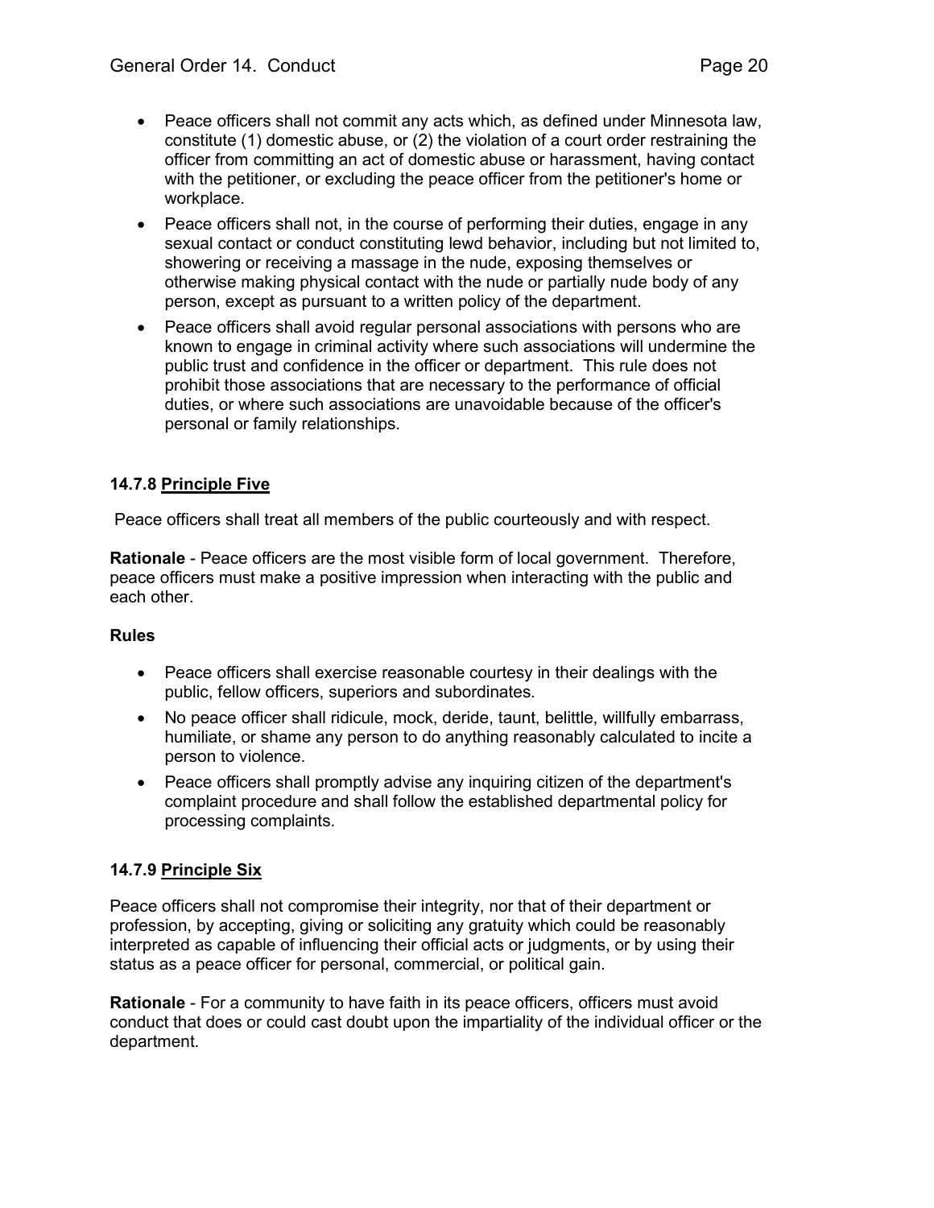- Peace officers shall not commit any acts which, as defined under Minnesota law, constitute (1) domestic abuse, or (2) the violation of a court order restraining the officer from committing an act of domestic abuse or harassment, having contact with the petitioner, or excluding the peace officer from the petitioner's home or workplace.
- Peace officers shall not, in the course of performing their duties, engage in any sexual contact or conduct constituting lewd behavior, including but not limited to, showering or receiving a massage in the nude, exposing themselves or otherwise making physical contact with the nude or partially nude body of any person, except as pursuant to a written policy of the department.
- Peace officers shall avoid regular personal associations with persons who are known to engage in criminal activity where such associations will undermine the public trust and confidence in the officer or department. This rule does not prohibit those associations that are necessary to the performance of official duties, or where such associations are unavoidable because of the officer's personal or family relationships.

### 14.7.8 Principle Five

Peace officers shall treat all members of the public courteously and with respect.

**Rationale** - Peace officers are the most visible form of local government. Therefore, peace officers must make a positive impression when interacting with the public and each other.

**Rules**

- Peace officers shall exercise reasonable courtesy in their dealings with the public, fellow officers, superiors and subordinates.
- No peace officer shall ridicule, mock, deride, taunt, belittle, willfully embarrass, humiliate, or shame any person to do anything reasonably calculated to incite a person to violence.
- Peace officers shall promptly advise any inquiring citizen of the department's complaint procedure and shall follow the established departmental policy for processing complaints.

### 14.7.9 Principle Six

Peace officers shall not compromise their integrity, nor that of their department or profession, by accepting, giving or soliciting any gratuity which could be reasonably interpreted as capable of influencing their official acts or judgments, or by using their status as a peace officer for personal, commercial, or political gain.

**Rationale** - For a community to have faith in its peace officers, officers must avoid conduct that does or could cast doubt upon the impartiality of the individual officer or the department.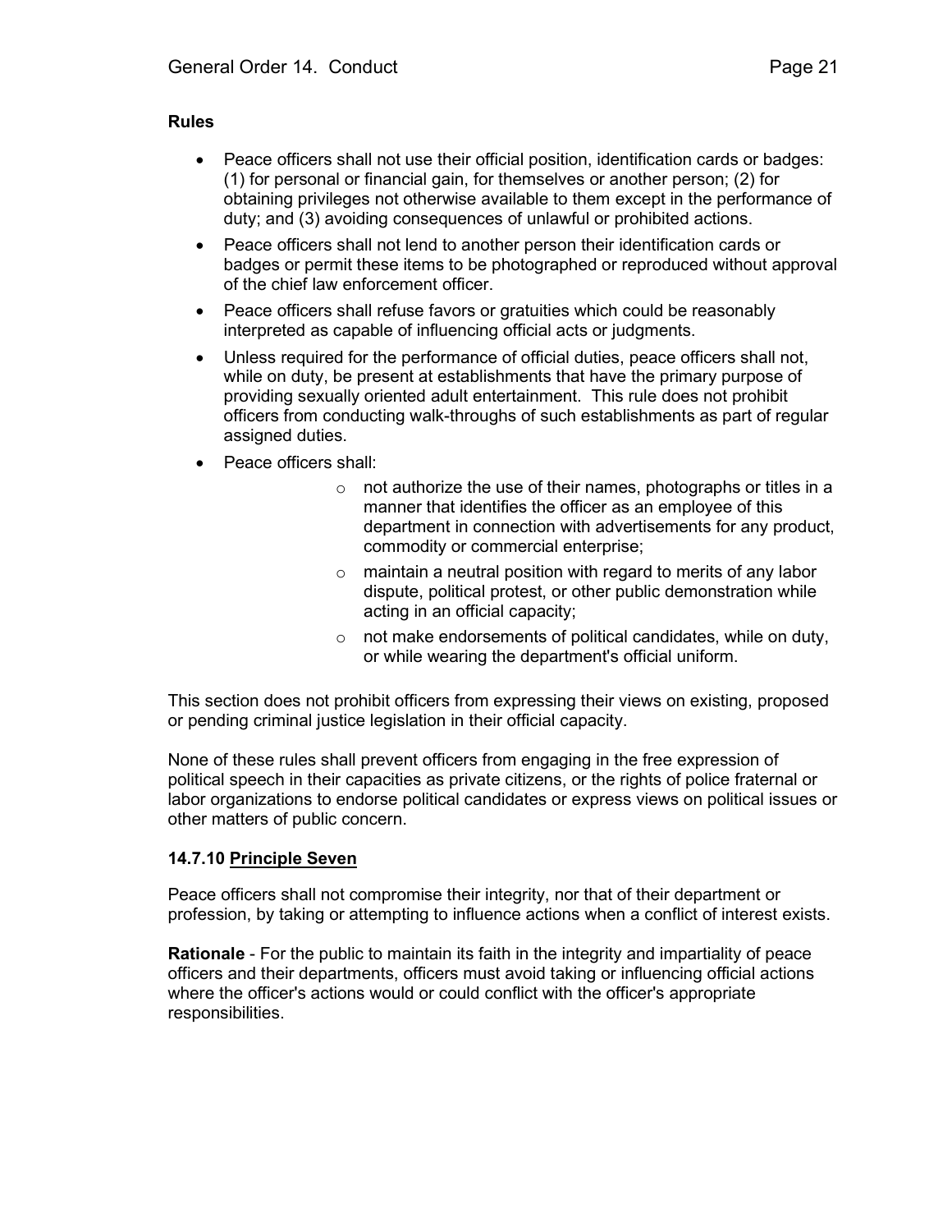**Rules**

- Peace officers shall not use their official position, identification cards or badges: (1) for personal or financial gain, for themselves or another person; (2) for obtaining privileges not otherwise available to them except in the performance of duty; and (3) avoiding consequences of unlawful or prohibited actions.
- Peace officers shall not lend to another person their identification cards or badges or permit these items to be photographed or reproduced without approval of the chief law enforcement officer.
- Peace officers shall refuse favors or gratuities which could be reasonably interpreted as capable of influencing official acts or judgments.
- Unless required for the performance of official duties, peace officers shall not, while on duty, be present at establishments that have the primary purpose of providing sexually oriented adult entertainment. This rule does not prohibit officers from conducting walk-throughs of such establishments as part of regular assigned duties.
- Peace officers shall:
    - not authorize the use of their names, photographs or titles in a manner that identifies the officer as an employee of this department in connection with advertisements for any product, commodity or commercial enterprise;
    - maintain a neutral position with regard to merits of any labor dispute, political protest, or other public demonstration while acting in an official capacity;
    - not make endorsements of political candidates, while on duty, or while wearing the department's official uniform.

This section does not prohibit officers from expressing their views on existing, proposed or pending criminal justice legislation in their official capacity.

None of these rules shall prevent officers from engaging in the free expression of political speech in their capacities as private citizens, or the rights of police fraternal or labor organizations to endorse political candidates or express views on political issues or other matters of public concern.

### 14.7.10 Principle Seven

Peace officers shall not compromise their integrity, nor that of their department or profession, by taking or attempting to influence actions when a conflict of interest exists.

**Rationale** - For the public to maintain its faith in the integrity and impartiality of peace officers and their departments, officers must avoid taking or influencing official actions where the officer's actions would or could conflict with the officer's appropriate responsibilities.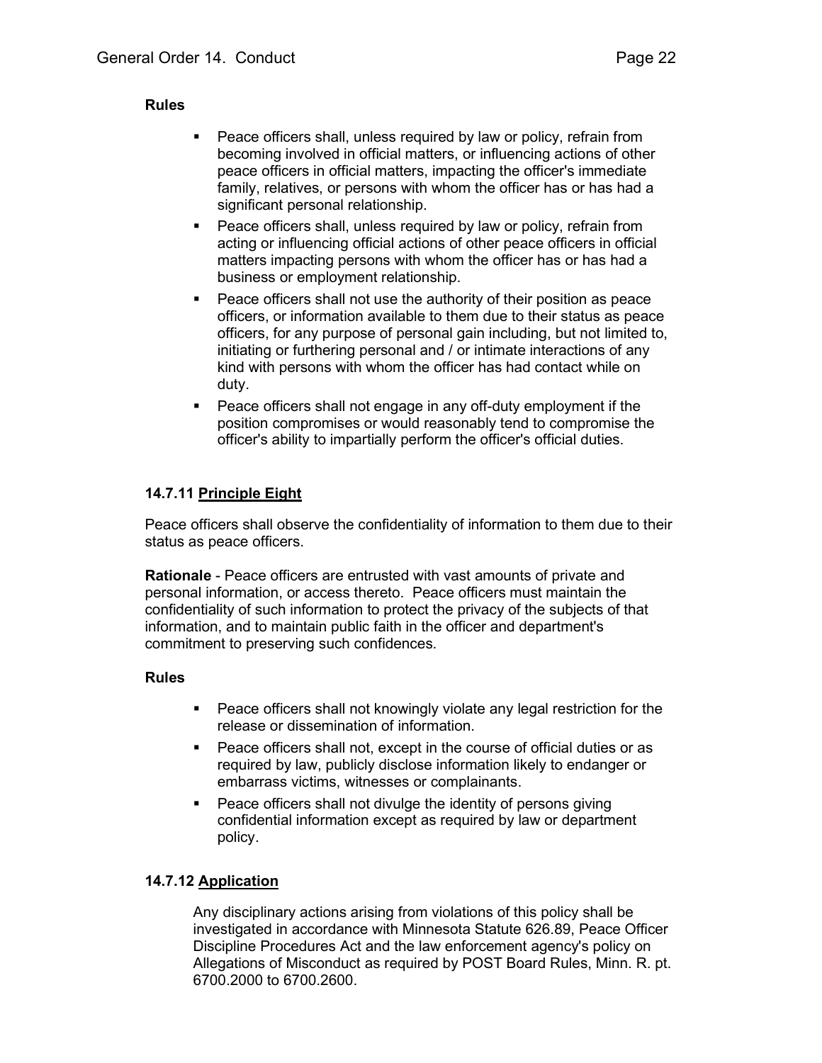**Rules**

- Peace officers shall, unless required by law or policy, refrain from becoming involved in official matters, or influencing actions of other peace officers in official matters, impacting the officer's immediate family, relatives, or persons with whom the officer has or has had a significant personal relationship.
- Peace officers shall, unless required by law or policy, refrain from acting or influencing official actions of other peace officers in official matters impacting persons with whom the officer has or has had a business or employment relationship.
- Peace officers shall not use the authority of their position as peace officers, or information available to them due to their status as peace officers, for any purpose of personal gain including, but not limited to, initiating or furthering personal and / or intimate interactions of any kind with persons with whom the officer has had contact while on duty.
- Peace officers shall not engage in any off-duty employment if the position compromises or would reasonably tend to compromise the officer's ability to impartially perform the officer's official duties.

### 14.7.11 Principle Eight

Peace officers shall observe the confidentiality of information to them due to their status as peace officers.

**Rationale** - Peace officers are entrusted with vast amounts of private and personal information, or access thereto. Peace officers must maintain the confidentiality of such information to protect the privacy of the subjects of that information, and to maintain public faith in the officer and department's commitment to preserving such confidences.

**Rules**

- Peace officers shall not knowingly violate any legal restriction for the release or dissemination of information.
- Peace officers shall not, except in the course of official duties or as required by law, publicly disclose information likely to endanger or embarrass victims, witnesses or complainants.
- Peace officers shall not divulge the identity of persons giving confidential information except as required by law or department policy.

### 14.7.12 Application

Any disciplinary actions arising from violations of this policy shall be investigated in accordance with Minnesota Statute 626.89, Peace Officer Discipline Procedures Act and the law enforcement agency's policy on Allegations of Misconduct as required by POST Board Rules, Minn. R. pt. 6700.2000 to 6700.2600.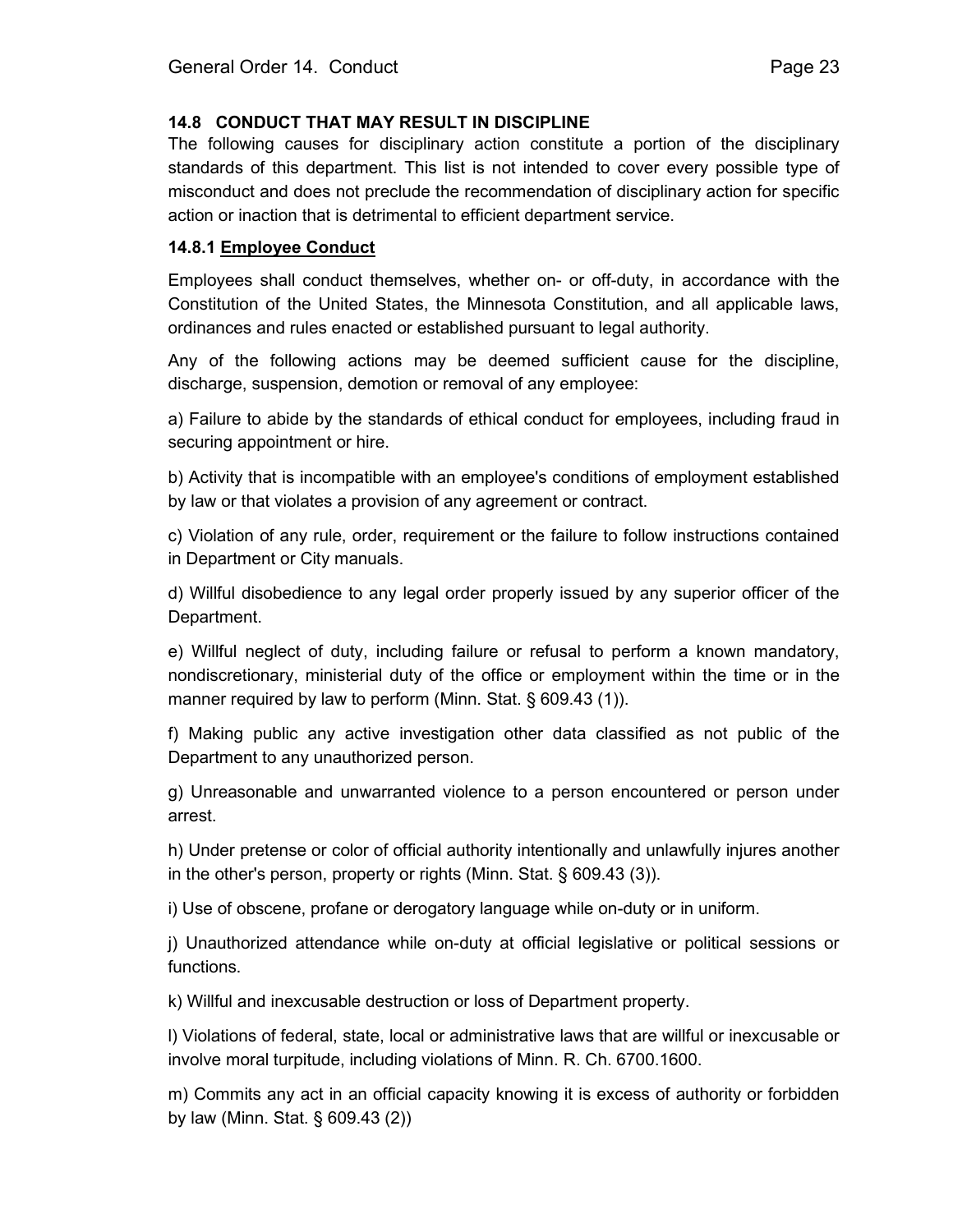### 14.8 CONDUCT THAT MAY RESULT IN DISCIPLINE

The following causes for disciplinary action constitute a portion of the disciplinary standards of this department. This list is not intended to cover every possible type of misconduct and does not preclude the recommendation of disciplinary action for specific action or inaction that is detrimental to efficient department service.

#### 14.8.1 <u>Employee Conduct</u>

Employees shall conduct themselves, whether on- or off-duty, in accordance with the Constitution of the United States, the Minnesota Constitution, and all applicable laws, ordinances and rules enacted or established pursuant to legal authority.

Any of the following actions may be deemed sufficient cause for the discipline, discharge, suspension, demotion or removal of any employee:

a) Failure to abide by the standards of ethical conduct for employees, including fraud in securing appointment or hire.

b) Activity that is incompatible with an employee's conditions of employment established by law or that violates a provision of any agreement or contract.

c) Violation of any rule, order, requirement or the failure to follow instructions contained in Department or City manuals.

d) Willful disobedience to any legal order properly issued by any superior officer of the Department.

e) Willful neglect of duty, including failure or refusal to perform a known mandatory, nondiscretionary, ministerial duty of the office or employment within the time or in the manner required by law to perform (Minn. Stat. § 609.43 (1)).

f) Making public any active investigation other data classified as not public of the Department to any unauthorized person.

g) Unreasonable and unwarranted violence to a person encountered or person under arrest.

h) Under pretense or color of official authority intentionally and unlawfully injures another in the other's person, property or rights (Minn. Stat. § 609.43 (3)).

i) Use of obscene, profane or derogatory language while on-duty or in uniform.

j) Unauthorized attendance while on-duty at official legislative or political sessions or functions.

k) Willful and inexcusable destruction or loss of Department property.

l) Violations of federal, state, local or administrative laws that are willful or inexcusable or involve moral turpitude, including violations of Minn. R. Ch. 6700.1600.

m) Commits any act in an official capacity knowing it is excess of authority or forbidden by law (Minn. Stat. § 609.43 (2))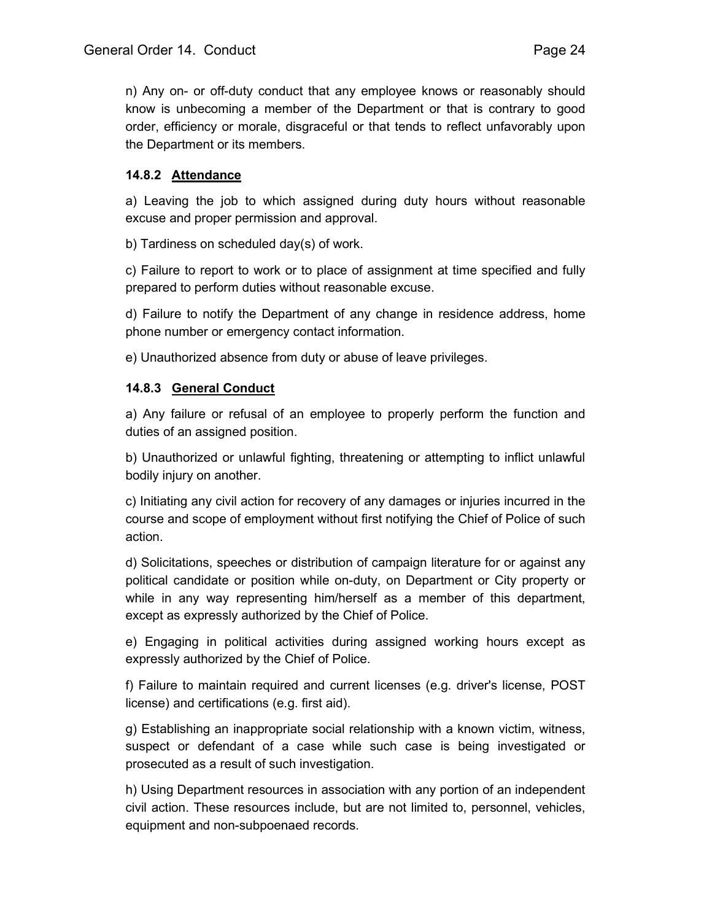n) Any on- or off-duty conduct that any employee knows or reasonably should know is unbecoming a member of the Department or that is contrary to good order, efficiency or morale, disgraceful or that tends to reflect unfavorably upon the Department or its members.

### 14.8.2 Attendance

a) Leaving the job to which assigned during duty hours without reasonable excuse and proper permission and approval.

b) Tardiness on scheduled day(s) of work.

c) Failure to report to work or to place of assignment at time specified and fully prepared to perform duties without reasonable excuse.

d) Failure to notify the Department of any change in residence address, home phone number or emergency contact information.

e) Unauthorized absence from duty or abuse of leave privileges.

### 14.8.3 General Conduct

a) Any failure or refusal of an employee to properly perform the function and duties of an assigned position.

b) Unauthorized or unlawful fighting, threatening or attempting to inflict unlawful bodily injury on another.

c) Initiating any civil action for recovery of any damages or injuries incurred in the course and scope of employment without first notifying the Chief of Police of such action.

d) Solicitations, speeches or distribution of campaign literature for or against any political candidate or position while on-duty, on Department or City property or while in any way representing him/herself as a member of this department, except as expressly authorized by the Chief of Police.

e) Engaging in political activities during assigned working hours except as expressly authorized by the Chief of Police.

f) Failure to maintain required and current licenses (e.g. driver's license, POST license) and certifications (e.g. first aid).

g) Establishing an inappropriate social relationship with a known victim, witness, suspect or defendant of a case while such case is being investigated or prosecuted as a result of such investigation.

h) Using Department resources in association with any portion of an independent civil action. These resources include, but are not limited to, personnel, vehicles, equipment and non-subpoenaed records.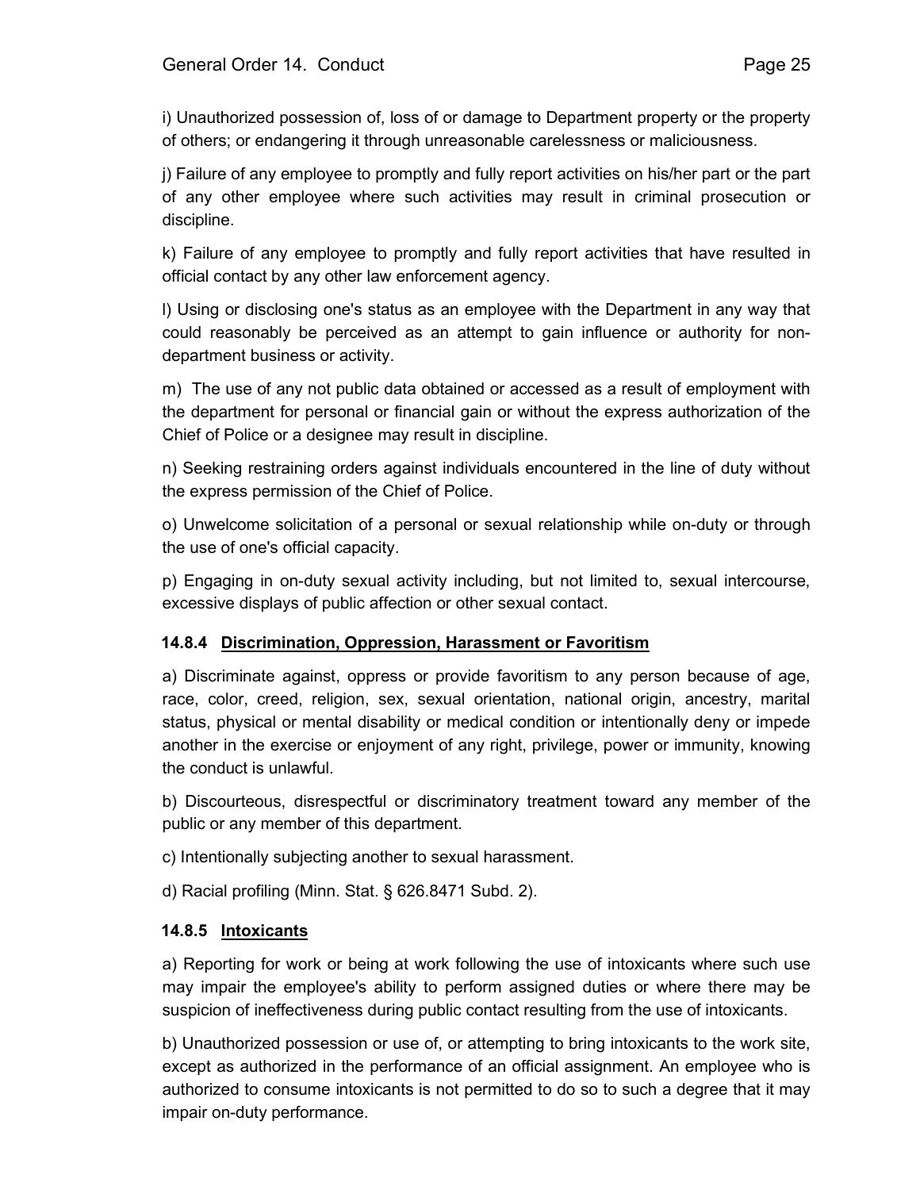i) Unauthorized possession of, loss of or damage to Department property or the property of others; or endangering it through unreasonable carelessness or maliciousness.

j) Failure of any employee to promptly and fully report activities on his/her part or the part of any other employee where such activities may result in criminal prosecution or discipline.

k) Failure of any employee to promptly and fully report activities that have resulted in official contact by any other law enforcement agency.

l) Using or disclosing one's status as an employee with the Department in any way that could reasonably be perceived as an attempt to gain influence or authority for non-department business or activity.

m) The use of any not public data obtained or accessed as a result of employment with the department for personal or financial gain or without the express authorization of the Chief of Police or a designee may result in discipline.

n) Seeking restraining orders against individuals encountered in the line of duty without the express permission of the Chief of Police.

o) Unwelcome solicitation of a personal or sexual relationship while on-duty or through the use of one's official capacity.

p) Engaging in on-duty sexual activity including, but not limited to, sexual intercourse, excessive displays of public affection or other sexual contact.

### 14.8.4 Discrimination, Oppression, Harassment or Favoritism

a) Discriminate against, oppress or provide favoritism to any person because of age, race, color, creed, religion, sex, sexual orientation, national origin, ancestry, marital status, physical or mental disability or medical condition or intentionally deny or impede another in the exercise or enjoyment of any right, privilege, power or immunity, knowing the conduct is unlawful.

b) Discourteous, disrespectful or discriminatory treatment toward any member of the public or any member of this department.

c) Intentionally subjecting another to sexual harassment.

d) Racial profiling (Minn. Stat. § 626.8471 Subd. 2).

### 14.8.5 Intoxicants

a) Reporting for work or being at work following the use of intoxicants where such use may impair the employee's ability to perform assigned duties or where there may be suspicion of ineffectiveness during public contact resulting from the use of intoxicants.

b) Unauthorized possession or use of, or attempting to bring intoxicants to the work site, except as authorized in the performance of an official assignment. An employee who is authorized to consume intoxicants is not permitted to do so to such a degree that it may impair on-duty performance.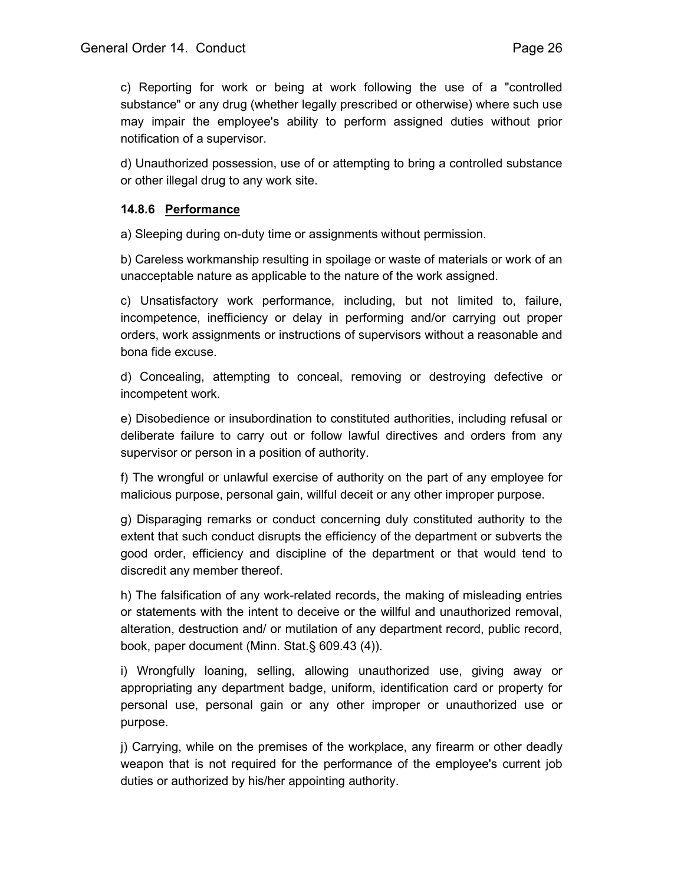c) Reporting for work or being at work following the use of a "controlled substance" or any drug (whether legally prescribed or otherwise) where such use may impair the employee's ability to perform assigned duties without prior notification of a supervisor.

d) Unauthorized possession, use of or attempting to bring a controlled substance or other illegal drug to any work site.

#### 14.8.6 <u>Performance</u>

a) Sleeping during on-duty time or assignments without permission.

b) Careless workmanship resulting in spoilage or waste of materials or work of an unacceptable nature as applicable to the nature of the work assigned.

c) Unsatisfactory work performance, including, but not limited to, failure, incompetence, inefficiency or delay in performing and/or carrying out proper orders, work assignments or instructions of supervisors without a reasonable and bona fide excuse.

d) Concealing, attempting to conceal, removing or destroying defective or incompetent work.

e) Disobedience or insubordination to constituted authorities, including refusal or deliberate failure to carry out or follow lawful directives and orders from any supervisor or person in a position of authority.

f) The wrongful or unlawful exercise of authority on the part of any employee for malicious purpose, personal gain, willful deceit or any other improper purpose.

g) Disparaging remarks or conduct concerning duly constituted authority to the extent that such conduct disrupts the efficiency of the department or subverts the good order, efficiency and discipline of the department or that would tend to discredit any member thereof.

h) The falsification of any work-related records, the making of misleading entries or statements with the intent to deceive or the willful and unauthorized removal, alteration, destruction and/ or mutilation of any department record, public record, book, paper document (Minn. Stat.§ 609.43 (4)).

i) Wrongfully loaning, selling, allowing unauthorized use, giving away or appropriating any department badge, uniform, identification card or property for personal use, personal gain or any other improper or unauthorized use or purpose.

j) Carrying, while on the premises of the workplace, any firearm or other deadly weapon that is not required for the performance of the employee's current job duties or authorized by his/her appointing authority.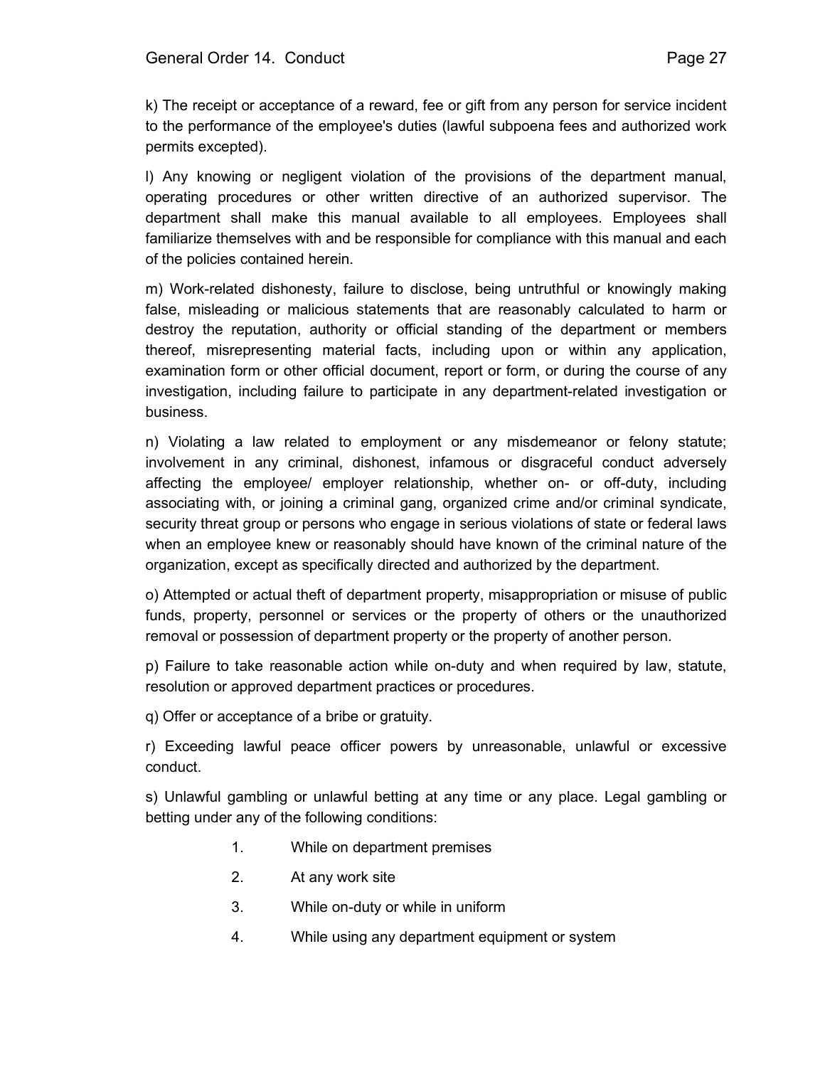k) The receipt or acceptance of a reward, fee or gift from any person for service incident to the performance of the employee's duties (lawful subpoena fees and authorized work permits excepted).

l) Any knowing or negligent violation of the provisions of the department manual, operating procedures or other written directive of an authorized supervisor. The department shall make this manual available to all employees. Employees shall familiarize themselves with and be responsible for compliance with this manual and each of the policies contained herein.

m) Work-related dishonesty, failure to disclose, being untruthful or knowingly making false, misleading or malicious statements that are reasonably calculated to harm or destroy the reputation, authority or official standing of the department or members thereof, misrepresenting material facts, including upon or within any application, examination form or other official document, report or form, or during the course of any investigation, including failure to participate in any department-related investigation or business.

n) Violating a law related to employment or any misdemeanor or felony statute; involvement in any criminal, dishonest, infamous or disgraceful conduct adversely affecting the employee/ employer relationship, whether on- or off-duty, including associating with, or joining a criminal gang, organized crime and/or criminal syndicate, security threat group or persons who engage in serious violations of state or federal laws when an employee knew or reasonably should have known of the criminal nature of the organization, except as specifically directed and authorized by the department.

o) Attempted or actual theft of department property, misappropriation or misuse of public funds, property, personnel or services or the property of others or the unauthorized removal or possession of department property or the property of another person.

p) Failure to take reasonable action while on-duty and when required by law, statute, resolution or approved department practices or procedures.

q) Offer or acceptance of a bribe or gratuity.

r) Exceeding lawful peace officer powers by unreasonable, unlawful or excessive conduct.

s) Unlawful gambling or unlawful betting at any time or any place. Legal gambling or betting under any of the following conditions:

1. While on department premises
2. At any work site
3. While on-duty or while in uniform
4. While using any department equipment or system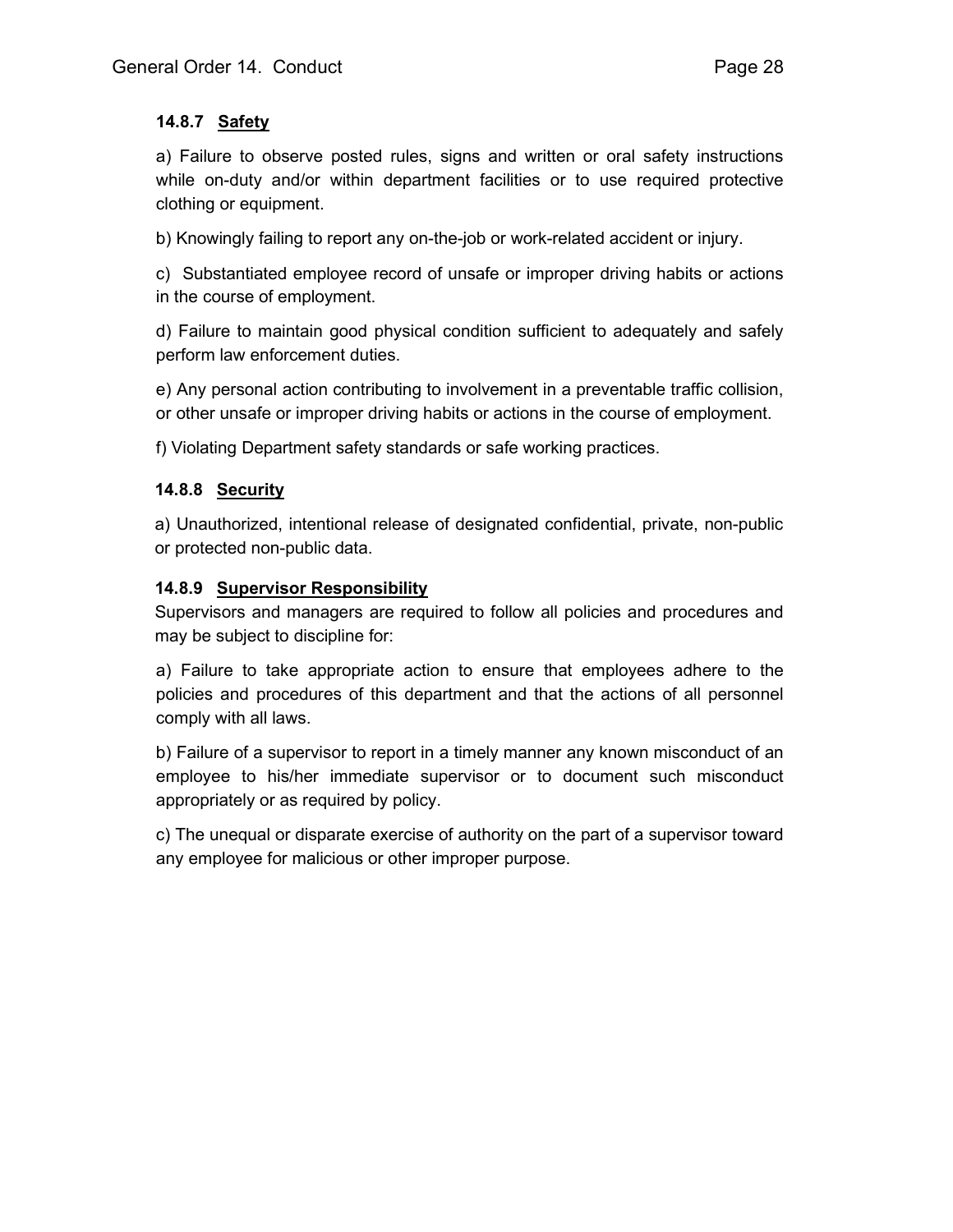### 14.8.7 <u>Safety</u>

a) Failure to observe posted rules, signs and written or oral safety instructions while on-duty and/or within department facilities or to use required protective clothing or equipment.

b) Knowingly failing to report any on-the-job or work-related accident or injury.

c) Substantiated employee record of unsafe or improper driving habits or actions in the course of employment.

d) Failure to maintain good physical condition sufficient to adequately and safely perform law enforcement duties.

e) Any personal action contributing to involvement in a preventable traffic collision, or other unsafe or improper driving habits or actions in the course of employment.

f) Violating Department safety standards or safe working practices.

### 14.8.8 <u>Security</u>

a) Unauthorized, intentional release of designated confidential, private, non-public or protected non-public data.

### 14.8.9 <u>Supervisor Responsibility</u>

Supervisors and managers are required to follow all policies and procedures and may be subject to discipline for:

a) Failure to take appropriate action to ensure that employees adhere to the policies and procedures of this department and that the actions of all personnel comply with all laws.

b) Failure of a supervisor to report in a timely manner any known misconduct of an employee to his/her immediate supervisor or to document such misconduct appropriately or as required by policy.

c) The unequal or disparate exercise of authority on the part of a supervisor toward any employee for malicious or other improper purpose.